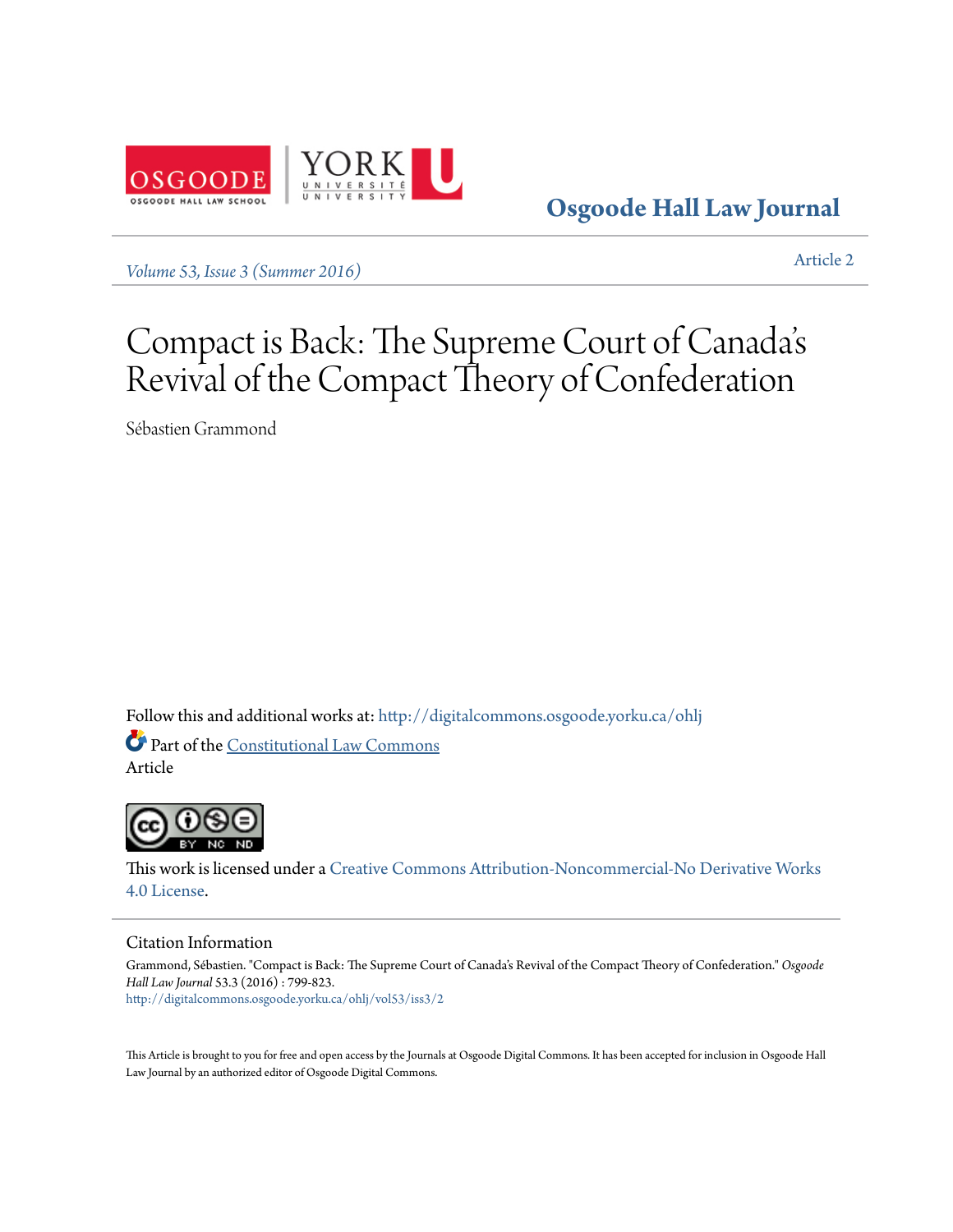Osgoode Hall Law Journal

*Volume 53, Issue 3 (Summer 2016)*

Article 2

# Compact is Back: The Supreme Court of Canada's Revival of the Compact Theory of Confederation

Sébastien Grammond

Follow this and additional works at: http://digitalcommons.osgoode.yorku.ca/ohlj

Part of the Constitutional Law Commons

Article

This work is licensed under a Creative Commons Attribution-Noncommercial-No Derivative Works 4.0 License.

## Citation Information

Grammond, Sébastien. "Compact is Back: The Supreme Court of Canada's Revival of the Compact Theory of Confederation." *Osgoode Hall Law Journal* 53.3 (2016) : 799-823.
http://digitalcommons.osgoode.yorku.ca/ohlj/vol53/iss3/2

This Article is brought to you for free and open access by the Journals at Osgoode Digital Commons. It has been accepted for inclusion in Osgoode Hall Law Journal by an authorized editor of Osgoode Digital Commons.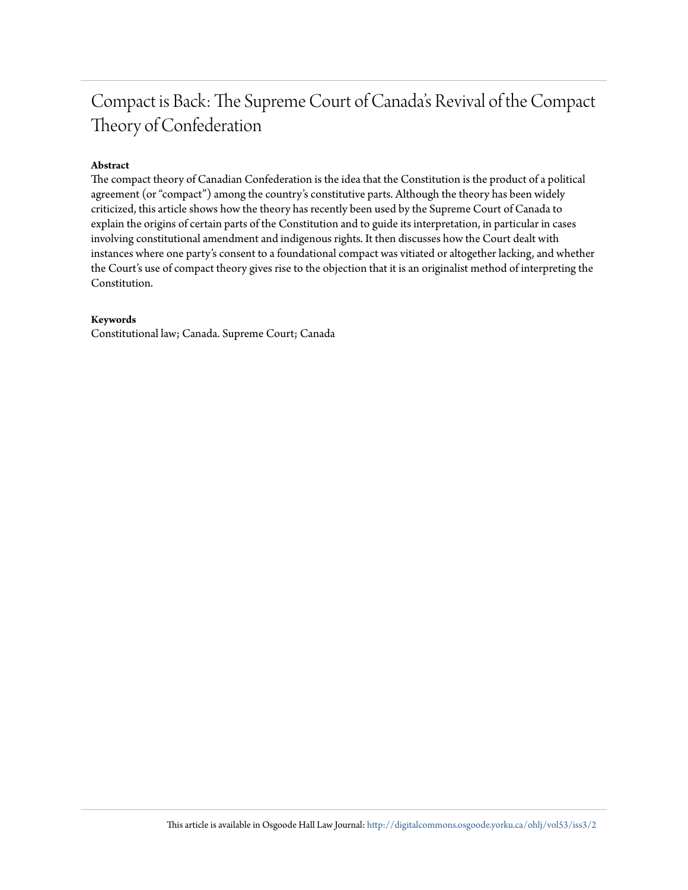# Compact is Back: The Supreme Court of Canada's Revival of the Compact Theory of Confederation

**Abstract**

The compact theory of Canadian Confederation is the idea that the Constitution is the product of a political agreement (or "compact") among the country's constitutive parts. Although the theory has been widely criticized, this article shows how the theory has recently been used by the Supreme Court of Canada to explain the origins of certain parts of the Constitution and to guide its interpretation, in particular in cases involving constitutional amendment and indigenous rights. It then discusses how the Court dealt with instances where one party's consent to a foundational compact was vitiated or altogether lacking, and whether the Court's use of compact theory gives rise to the objection that it is an originalist method of interpreting the Constitution.

**Keywords**

Constitutional law; Canada. Supreme Court; Canada

This article is available in Osgoode Hall Law Journal: http://digitalcommons.osgoode.yorku.ca/ohlj/vol53/iss3/2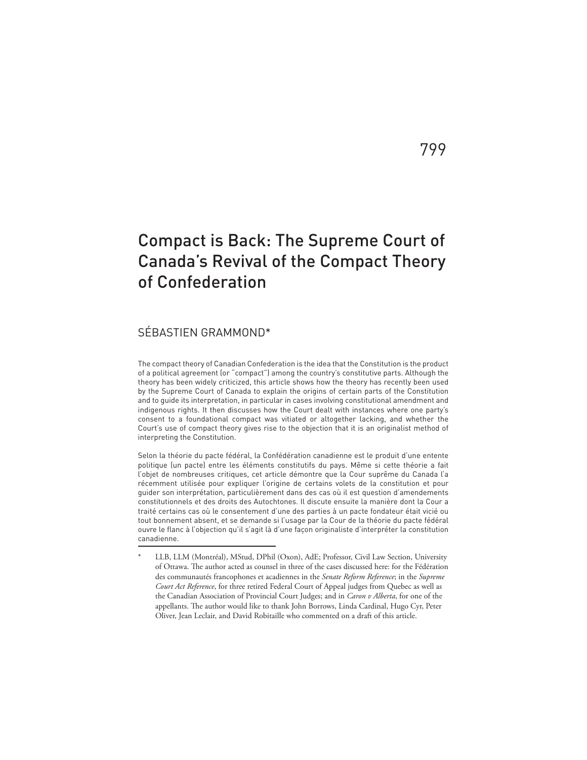# Compact is Back: The Supreme Court of Canada's Revival of the Compact Theory of Confederation

## SÉBASTIEN GRAMMOND*

The compact theory of Canadian Confederation is the idea that the Constitution is the product of a political agreement (or "compact") among the country's constitutive parts. Although the theory has been widely criticized, this article shows how the theory has recently been used by the Supreme Court of Canada to explain the origins of certain parts of the Constitution and to guide its interpretation, in particular in cases involving constitutional amendment and indigenous rights. It then discusses how the Court dealt with instances where one party's consent to a foundational compact was vitiated or altogether lacking, and whether the Court's use of compact theory gives rise to the objection that it is an originalist method of interpreting the Constitution.

Selon la théorie du pacte fédéral, la Confédération canadienne est le produit d'une entente politique (un pacte) entre les éléments constitutifs du pays. Même si cette théorie a fait l'objet de nombreuses critiques, cet article démontre que la Cour suprême du Canada l'a récemment utilisée pour expliquer l'origine de certains volets de la constitution et pour guider son interprétation, particulièrement dans des cas où il est question d'amendements constitutionnels et des droits des Autochtones. Il discute ensuite la manière dont la Cour a traité certains cas où le consentement d'une des parties à un pacte fondateur était vicié ou tout bonnement absent, et se demande si l'usage par la Cour de la théorie du pacte fédéral ouvre le flanc à l'objection qu'il s'agit là d'une façon originaliste d'interpréter la constitution canadienne.

---

\* LLB, LLM (Montréal), MStud, DPhil (Oxon), AdE; Professor, Civil Law Section, University of Ottawa. The author acted as counsel in three of the cases discussed here: for the Fédération des communautés francophones et acadiennes in the *Senate Reform Reference*; in the *Supreme Court Act Reference*, for three retired Federal Court of Appeal judges from Quebec as well as the Canadian Association of Provincial Court Judges; and in *Caron v Alberta*, for one of the appellants. The author would like to thank John Borrows, Linda Cardinal, Hugo Cyr, Peter Oliver, Jean Leclair, and David Robitaille who commented on a draft of this article.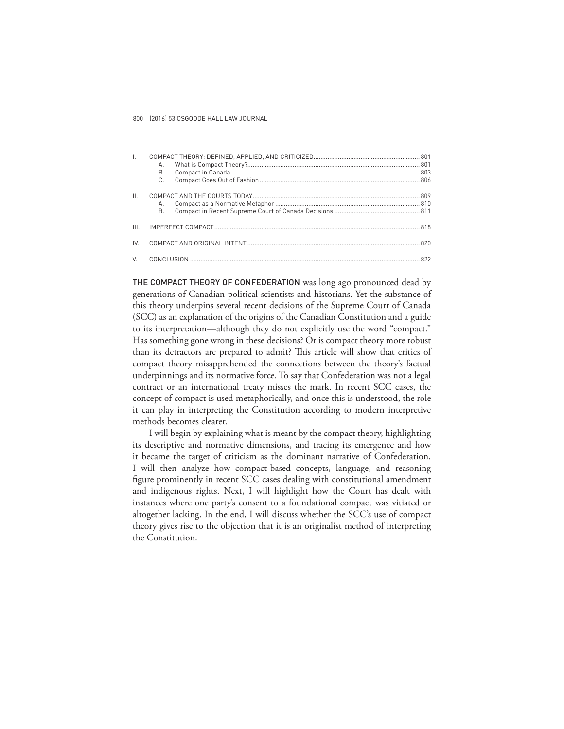| | | | |
|---|---|---|---|
| I. | COMPACT THEORY: DEFINED, APPLIED, AND CRITICIZED | | 801 |
| | A. | What is Compact Theory? | 801 |
| | B. | Compact in Canada | 803 |
| | C. | Compact Goes Out of Fashion | 806 |
| II. | COMPACT AND THE COURTS TODAY | | 809 |
| | A. | Compact as a Normative Metaphor | 810 |
| | B. | Compact in Recent Supreme Court of Canada Decisions | 811 |
| III. | IMPERFECT COMPACT | | 818 |
| IV. | COMPACT AND ORIGINAL INTENT | | 820 |
| V. | CONCLUSION | | 822 |

THE COMPACT THEORY OF CONFEDERATION was long ago pronounced dead by generations of Canadian political scientists and historians. Yet the substance of this theory underpins several recent decisions of the Supreme Court of Canada (SCC) as an explanation of the origins of the Canadian Constitution and a guide to its interpretation—although they do not explicitly use the word "compact." Has something gone wrong in these decisions? Or is compact theory more robust than its detractors are prepared to admit? This article will show that critics of compact theory misapprehended the connections between the theory's factual underpinnings and its normative force. To say that Confederation was not a legal contract or an international treaty misses the mark. In recent SCC cases, the concept of compact is used metaphorically, and once this is understood, the role it can play in interpreting the Constitution according to modern interpretive methods becomes clearer.

I will begin by explaining what is meant by the compact theory, highlighting its descriptive and normative dimensions, and tracing its emergence and how it became the target of criticism as the dominant narrative of Confederation. I will then analyze how compact-based concepts, language, and reasoning figure prominently in recent SCC cases dealing with constitutional amendment and indigenous rights. Next, I will highlight how the Court has dealt with instances where one party's consent to a foundational compact was vitiated or altogether lacking. In the end, I will discuss whether the SCC's use of compact theory gives rise to the objection that it is an originalist method of interpreting the Constitution.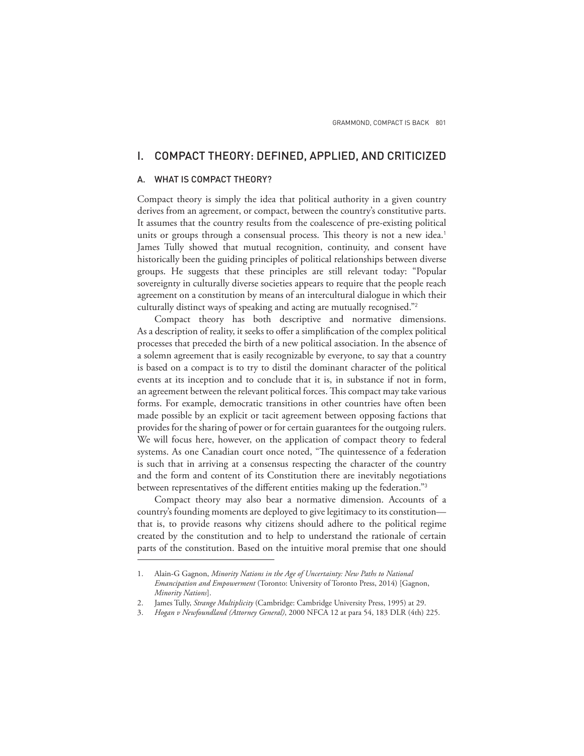# I. COMPACT THEORY: DEFINED, APPLIED, AND CRITICIZED

## A. WHAT IS COMPACT THEORY?

Compact theory is simply the idea that political authority in a given country derives from an agreement, or compact, between the country's constitutive parts. It assumes that the country results from the coalescence of pre-existing political units or groups through a consensual process. This theory is not a new idea.[1] James Tully showed that mutual recognition, continuity, and consent have historically been the guiding principles of political relationships between diverse groups. He suggests that these principles are still relevant today: "Popular sovereignty in culturally diverse societies appears to require that the people reach agreement on a constitution by means of an intercultural dialogue in which their culturally distinct ways of speaking and acting are mutually recognised."[2]

Compact theory has both descriptive and normative dimensions. As a description of reality, it seeks to offer a simplification of the complex political processes that preceded the birth of a new political association. In the absence of a solemn agreement that is easily recognizable by everyone, to say that a country is based on a compact is to try to distil the dominant character of the political events at its inception and to conclude that it is, in substance if not in form, an agreement between the relevant political forces. This compact may take various forms. For example, democratic transitions in other countries have often been made possible by an explicit or tacit agreement between opposing factions that provides for the sharing of power or for certain guarantees for the outgoing rulers. We will focus here, however, on the application of compact theory to federal systems. As one Canadian court once noted, "The quintessence of a federation is such that in arriving at a consensus respecting the character of the country and the form and content of its Constitution there are inevitably negotiations between representatives of the different entities making up the federation."[3]

Compact theory may also bear a normative dimension. Accounts of a country's founding moments are deployed to give legitimacy to its constitution—that is, to provide reasons why citizens should adhere to the political regime created by the constitution and to help to understand the rationale of certain parts of the constitution. Based on the intuitive moral premise that one should

---

1. Alain-G Gagnon, *Minority Nations in the Age of Uncertainty: New Paths to National Emancipation and Empowerment* (Toronto: University of Toronto Press, 2014) [Gagnon, *Minority Nations*].
2. James Tully, *Strange Multiplicity* (Cambridge: Cambridge University Press, 1995) at 29.
3. *Hogan v Newfoundland (Attorney General)*, 2000 NFCA 12 at para 54, 183 DLR (4th) 225.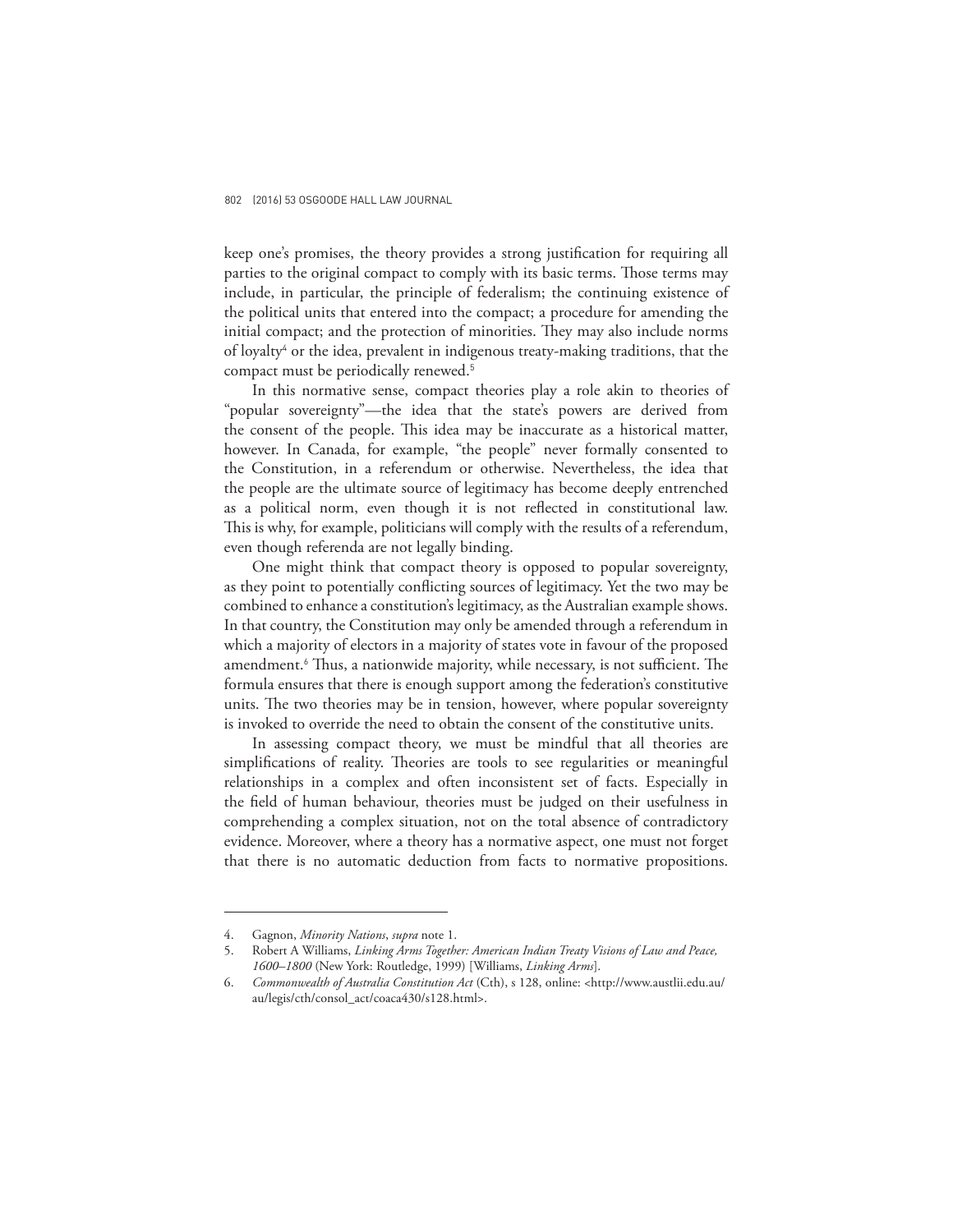keep one's promises, the theory provides a strong justification for requiring all parties to the original compact to comply with its basic terms. Those terms may include, in particular, the principle of federalism; the continuing existence of the political units that entered into the compact; a procedure for amending the initial compact; and the protection of minorities. They may also include norms of loyalty[4] or the idea, prevalent in indigenous treaty-making traditions, that the compact must be periodically renewed.[5]

In this normative sense, compact theories play a role akin to theories of "popular sovereignty"—the idea that the state's powers are derived from the consent of the people. This idea may be inaccurate as a historical matter, however. In Canada, for example, "the people" never formally consented to the Constitution, in a referendum or otherwise. Nevertheless, the idea that the people are the ultimate source of legitimacy has become deeply entrenched as a political norm, even though it is not reflected in constitutional law. This is why, for example, politicians will comply with the results of a referendum, even though referenda are not legally binding.

One might think that compact theory is opposed to popular sovereignty, as they point to potentially conflicting sources of legitimacy. Yet the two may be combined to enhance a constitution's legitimacy, as the Australian example shows. In that country, the Constitution may only be amended through a referendum in which a majority of electors in a majority of states vote in favour of the proposed amendment.[6] Thus, a nationwide majority, while necessary, is not sufficient. The formula ensures that there is enough support among the federation's constitutive units. The two theories may be in tension, however, where popular sovereignty is invoked to override the need to obtain the consent of the constitutive units.

In assessing compact theory, we must be mindful that all theories are simplifications of reality. Theories are tools to see regularities or meaningful relationships in a complex and often inconsistent set of facts. Especially in the field of human behaviour, theories must be judged on their usefulness in comprehending a complex situation, not on the total absence of contradictory evidence. Moreover, where a theory has a normative aspect, one must not forget that there is no automatic deduction from facts to normative propositions.

---

4. Gagnon, *Minority Nations*, *supra* note 1.
5. Robert A Williams, *Linking Arms Together: American Indian Treaty Visions of Law and Peace, 1600–1800* (New York: Routledge, 1999) [Williams, *Linking Arms*].
6. *Commonwealth of Australia Constitution Act* (Cth), s 128, online: <http://www.austlii.edu.au/au/legis/cth/consol_act/coaca430/s128.html>.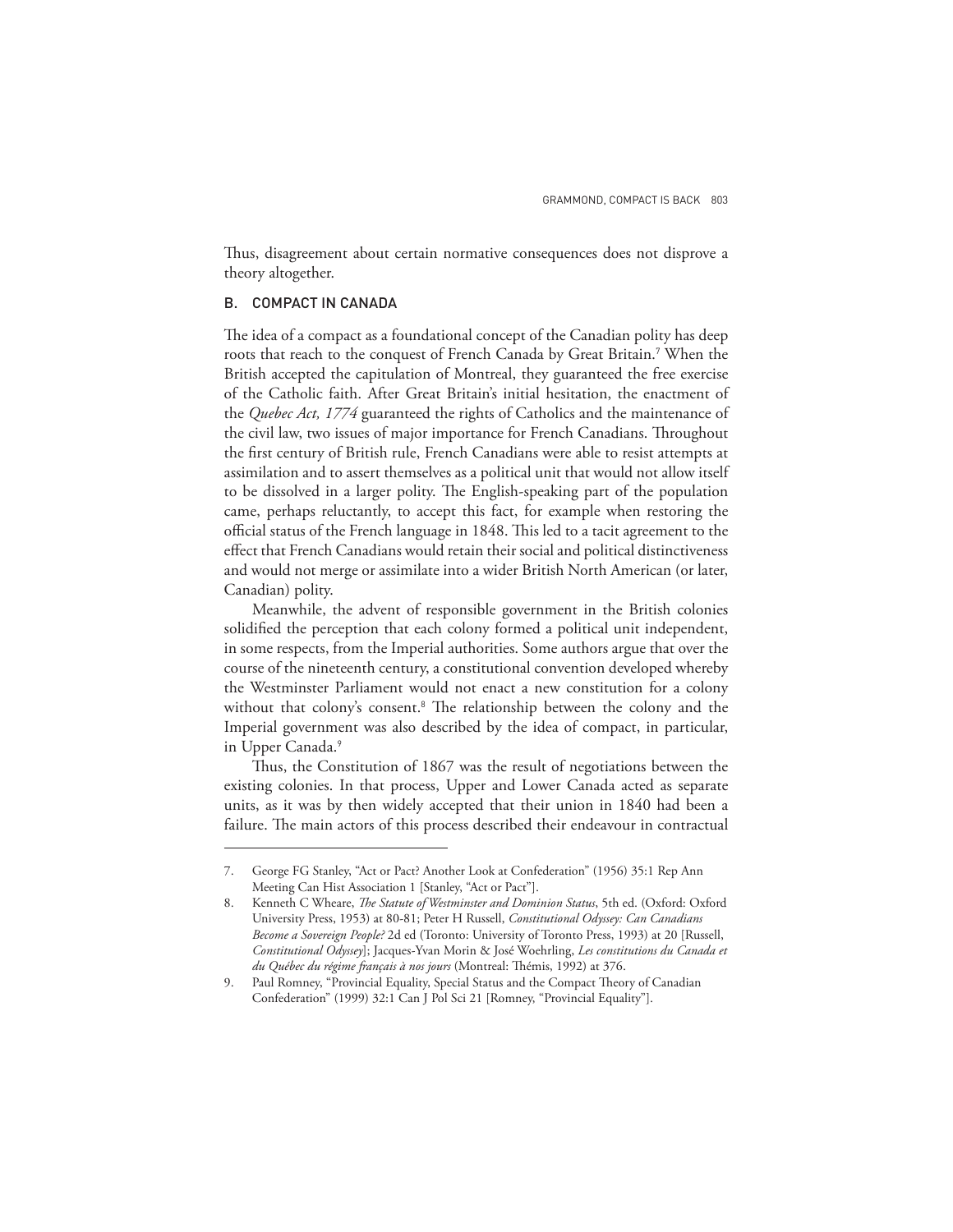Thus, disagreement about certain normative consequences does not disprove a theory altogether.

## B. COMPACT IN CANADA

The idea of a compact as a foundational concept of the Canadian polity has deep roots that reach to the conquest of French Canada by Great Britain.[7] When the British accepted the capitulation of Montreal, they guaranteed the free exercise of the Catholic faith. After Great Britain's initial hesitation, the enactment of the *Quebec Act, 1774* guaranteed the rights of Catholics and the maintenance of the civil law, two issues of major importance for French Canadians. Throughout the first century of British rule, French Canadians were able to resist attempts at assimilation and to assert themselves as a political unit that would not allow itself to be dissolved in a larger polity. The English-speaking part of the population came, perhaps reluctantly, to accept this fact, for example when restoring the official status of the French language in 1848. This led to a tacit agreement to the effect that French Canadians would retain their social and political distinctiveness and would not merge or assimilate into a wider British North American (or later, Canadian) polity.

Meanwhile, the advent of responsible government in the British colonies solidified the perception that each colony formed a political unit independent, in some respects, from the Imperial authorities. Some authors argue that over the course of the nineteenth century, a constitutional convention developed whereby the Westminster Parliament would not enact a new constitution for a colony without that colony's consent.[8] The relationship between the colony and the Imperial government was also described by the idea of compact, in particular, in Upper Canada.[9]

Thus, the Constitution of 1867 was the result of negotiations between the existing colonies. In that process, Upper and Lower Canada acted as separate units, as it was by then widely accepted that their union in 1840 had been a failure. The main actors of this process described their endeavour in contractual

---

7. George FG Stanley, "Act or Pact? Another Look at Confederation" (1956) 35:1 Rep Ann Meeting Can Hist Association 1 [Stanley, "Act or Pact"].
8. Kenneth C Wheare, *The Statute of Westminster and Dominion Status*, 5th ed. (Oxford: Oxford University Press, 1953) at 80-81; Peter H Russell, *Constitutional Odyssey: Can Canadians Become a Sovereign People?* 2d ed (Toronto: University of Toronto Press, 1993) at 20 [Russell, *Constitutional Odyssey*]; Jacques-Yvan Morin & José Woehrling, *Les constitutions du Canada et du Québec du régime français à nos jours* (Montreal: Thémis, 1992) at 376.
9. Paul Romney, "Provincial Equality, Special Status and the Compact Theory of Canadian Confederation" (1999) 32:1 Can J Pol Sci 21 [Romney, "Provincial Equality"].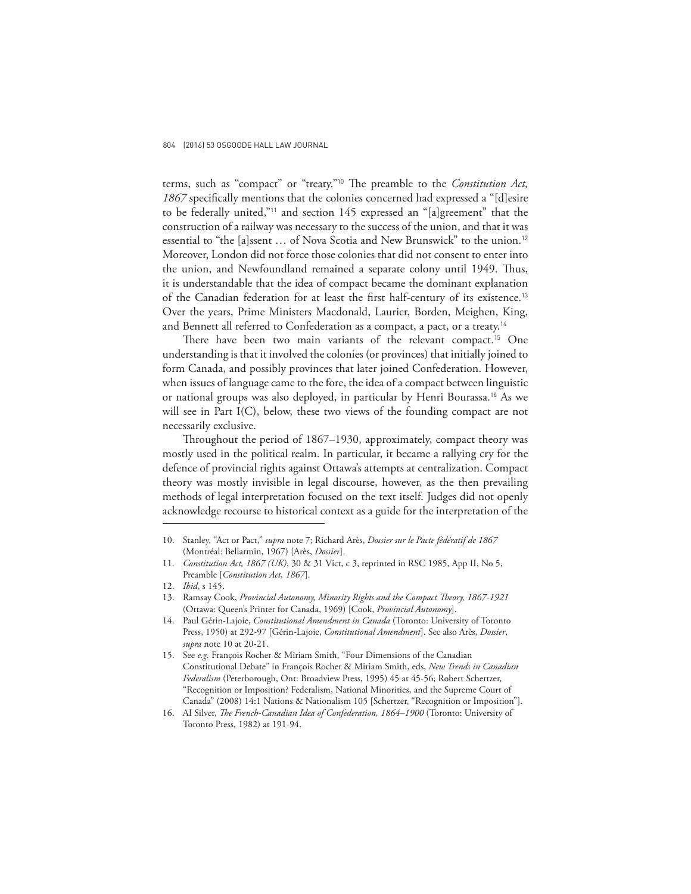terms, such as "compact" or "treaty."[10] The preamble to the *Constitution Act, 1867* specifically mentions that the colonies concerned had expressed a "[d]esire to be federally united,"[11] and section 145 expressed an "[a]greement" that the construction of a railway was necessary to the success of the union, and that it was essential to "the [a]ssent … of Nova Scotia and New Brunswick" to the union.[12] Moreover, London did not force those colonies that did not consent to enter into the union, and Newfoundland remained a separate colony until 1949. Thus, it is understandable that the idea of compact became the dominant explanation of the Canadian federation for at least the first half-century of its existence.[13] Over the years, Prime Ministers Macdonald, Laurier, Borden, Meighen, King, and Bennett all referred to Confederation as a compact, a pact, or a treaty.[14]

There have been two main variants of the relevant compact.[15] One understanding is that it involved the colonies (or provinces) that initially joined to form Canada, and possibly provinces that later joined Confederation. However, when issues of language came to the fore, the idea of a compact between linguistic or national groups was also deployed, in particular by Henri Bourassa.[16] As we will see in Part I(C), below, these two views of the founding compact are not necessarily exclusive.

Throughout the period of 1867–1930, approximately, compact theory was mostly used in the political realm. In particular, it became a rallying cry for the defence of provincial rights against Ottawa's attempts at centralization. Compact theory was mostly invisible in legal discourse, however, as the then prevailing methods of legal interpretation focused on the text itself. Judges did not openly acknowledge recourse to historical context as a guide for the interpretation of the

---

10. Stanley, "Act or Pact," *supra* note 7; Richard Arès, *Dossier sur le Pacte fédératif de 1867* (Montréal: Bellarmin, 1967) [Arès, *Dossier*].
11. *Constitution Act, 1867 (UK)*, 30 & 31 Vict, c 3, reprinted in RSC 1985, App II, No 5, Preamble [*Constitution Act, 1867*].
12. *Ibid*, s 145.
13. Ramsay Cook, *Provincial Autonomy, Minority Rights and the Compact Theory, 1867-1921* (Ottawa: Queen's Printer for Canada, 1969) [Cook, *Provincial Autonomy*].
14. Paul Gérin-Lajoie, *Constitutional Amendment in Canada* (Toronto: University of Toronto Press, 1950) at 292-97 [Gérin-Lajoie, *Constitutional Amendment*]. See also Arès, *Dossier*, *supra* note 10 at 20-21.
15. See *e.g.* François Rocher & Miriam Smith, "Four Dimensions of the Canadian Constitutional Debate" in François Rocher & Miriam Smith, eds, *New Trends in Canadian Federalism* (Peterborough, Ont: Broadview Press, 1995) 45 at 45-56; Robert Schertzer, "Recognition or Imposition? Federalism, National Minorities, and the Supreme Court of Canada" (2008) 14:1 Nations & Nationalism 105 [Schertzer, "Recognition or Imposition"].
16. AI Silver, *The French-Canadian Idea of Confederation, 1864–1900* (Toronto: University of Toronto Press, 1982) at 191-94.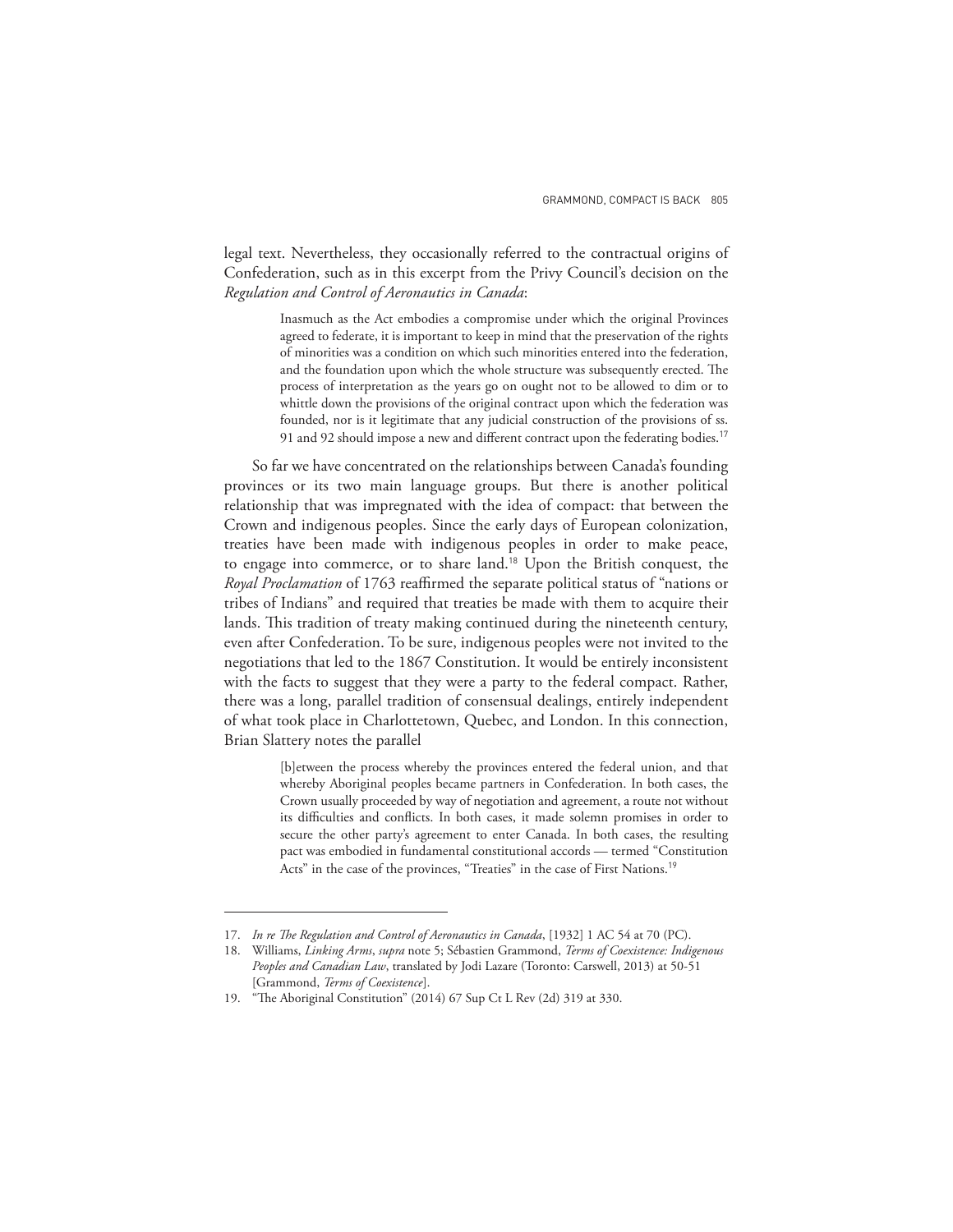legal text. Nevertheless, they occasionally referred to the contractual origins of Confederation, such as in this excerpt from the Privy Council's decision on the *Regulation and Control of Aeronautics in Canada*:

> Inasmuch as the Act embodies a compromise under which the original Provinces agreed to federate, it is important to keep in mind that the preservation of the rights of minorities was a condition on which such minorities entered into the federation, and the foundation upon which the whole structure was subsequently erected. The process of interpretation as the years go on ought not to be allowed to dim or to whittle down the provisions of the original contract upon which the federation was founded, nor is it legitimate that any judicial construction of the provisions of ss. 91 and 92 should impose a new and different contract upon the federating bodies.[17]

So far we have concentrated on the relationships between Canada's founding provinces or its two main language groups. But there is another political relationship that was impregnated with the idea of compact: that between the Crown and indigenous peoples. Since the early days of European colonization, treaties have been made with indigenous peoples in order to make peace, to engage into commerce, or to share land.[18] Upon the British conquest, the *Royal Proclamation* of 1763 reaffirmed the separate political status of "nations or tribes of Indians" and required that treaties be made with them to acquire their lands. This tradition of treaty making continued during the nineteenth century, even after Confederation. To be sure, indigenous peoples were not invited to the negotiations that led to the 1867 Constitution. It would be entirely inconsistent with the facts to suggest that they were a party to the federal compact. Rather, there was a long, parallel tradition of consensual dealings, entirely independent of what took place in Charlottetown, Quebec, and London. In this connection, Brian Slattery notes the parallel

> [b]etween the process whereby the provinces entered the federal union, and that whereby Aboriginal peoples became partners in Confederation. In both cases, the Crown usually proceeded by way of negotiation and agreement, a route not without its difficulties and conflicts. In both cases, it made solemn promises in order to secure the other party's agreement to enter Canada. In both cases, the resulting pact was embodied in fundamental constitutional accords — termed "Constitution Acts" in the case of the provinces, "Treaties" in the case of First Nations.[19]

---

17. *In re The Regulation and Control of Aeronautics in Canada*, [1932] 1 AC 54 at 70 (PC).
18. Williams, *Linking Arms*, *supra* note 5; Sébastien Grammond, *Terms of Coexistence: Indigenous Peoples and Canadian Law*, translated by Jodi Lazare (Toronto: Carswell, 2013) at 50-51 [Grammond, *Terms of Coexistence*].
19. "The Aboriginal Constitution" (2014) 67 Sup Ct L Rev (2d) 319 at 330.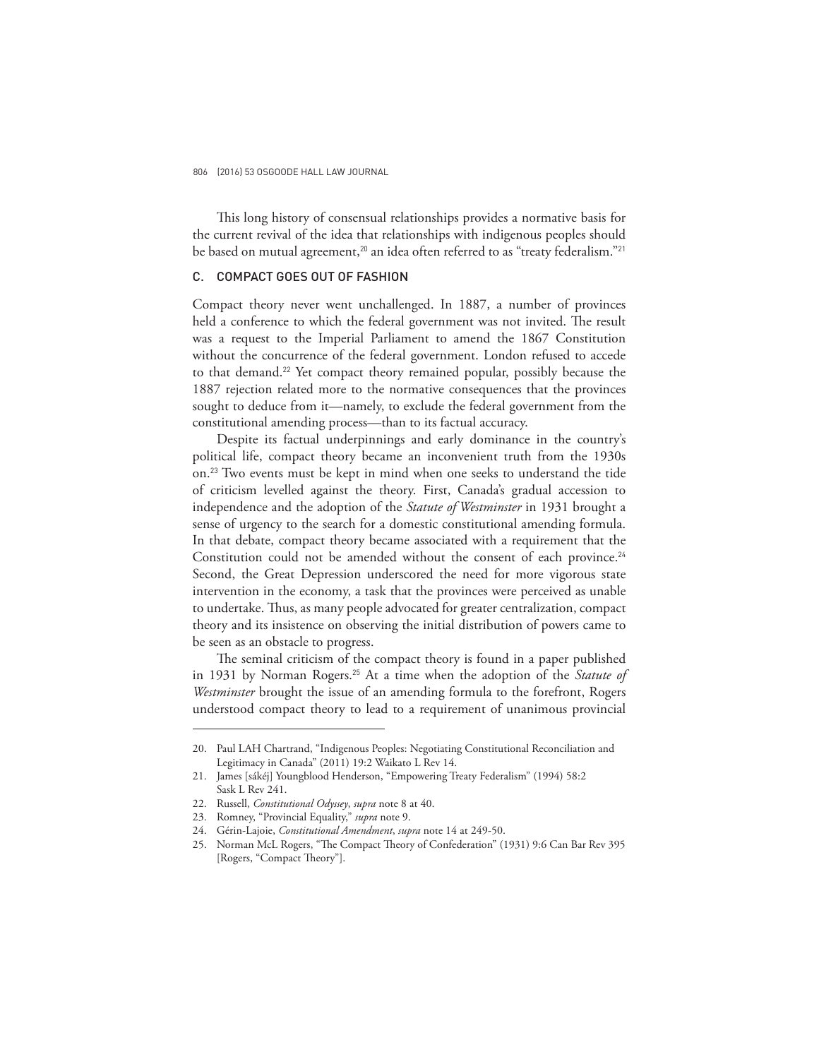This long history of consensual relationships provides a normative basis for the current revival of the idea that relationships with indigenous peoples should be based on mutual agreement,[20] an idea often referred to as "treaty federalism."[21]

### C. COMPACT GOES OUT OF FASHION

Compact theory never went unchallenged. In 1887, a number of provinces held a conference to which the federal government was not invited. The result was a request to the Imperial Parliament to amend the 1867 Constitution without the concurrence of the federal government. London refused to accede to that demand.[22] Yet compact theory remained popular, possibly because the 1887 rejection related more to the normative consequences that the provinces sought to deduce from it—namely, to exclude the federal government from the constitutional amending process—than to its factual accuracy.

Despite its factual underpinnings and early dominance in the country's political life, compact theory became an inconvenient truth from the 1930s on.[23] Two events must be kept in mind when one seeks to understand the tide of criticism levelled against the theory. First, Canada's gradual accession to independence and the adoption of the *Statute of Westminster* in 1931 brought a sense of urgency to the search for a domestic constitutional amending formula. In that debate, compact theory became associated with a requirement that the Constitution could not be amended without the consent of each province.[24] Second, the Great Depression underscored the need for more vigorous state intervention in the economy, a task that the provinces were perceived as unable to undertake. Thus, as many people advocated for greater centralization, compact theory and its insistence on observing the initial distribution of powers came to be seen as an obstacle to progress.

The seminal criticism of the compact theory is found in a paper published in 1931 by Norman Rogers.[25] At a time when the adoption of the *Statute of Westminster* brought the issue of an amending formula to the forefront, Rogers understood compact theory to lead to a requirement of unanimous provincial

20. Paul LAH Chartrand, "Indigenous Peoples: Negotiating Constitutional Reconciliation and Legitimacy in Canada" (2011) 19:2 Waikato L Rev 14.
21. James [sákéj] Youngblood Henderson, "Empowering Treaty Federalism" (1994) 58:2 Sask L Rev 241.
22. Russell, *Constitutional Odyssey*, *supra* note 8 at 40.
23. Romney, "Provincial Equality," *supra* note 9.
24. Gérin-Lajoie, *Constitutional Amendment*, *supra* note 14 at 249-50.
25. Norman McL Rogers, "The Compact Theory of Confederation" (1931) 9:6 Can Bar Rev 395 [Rogers, "Compact Theory"].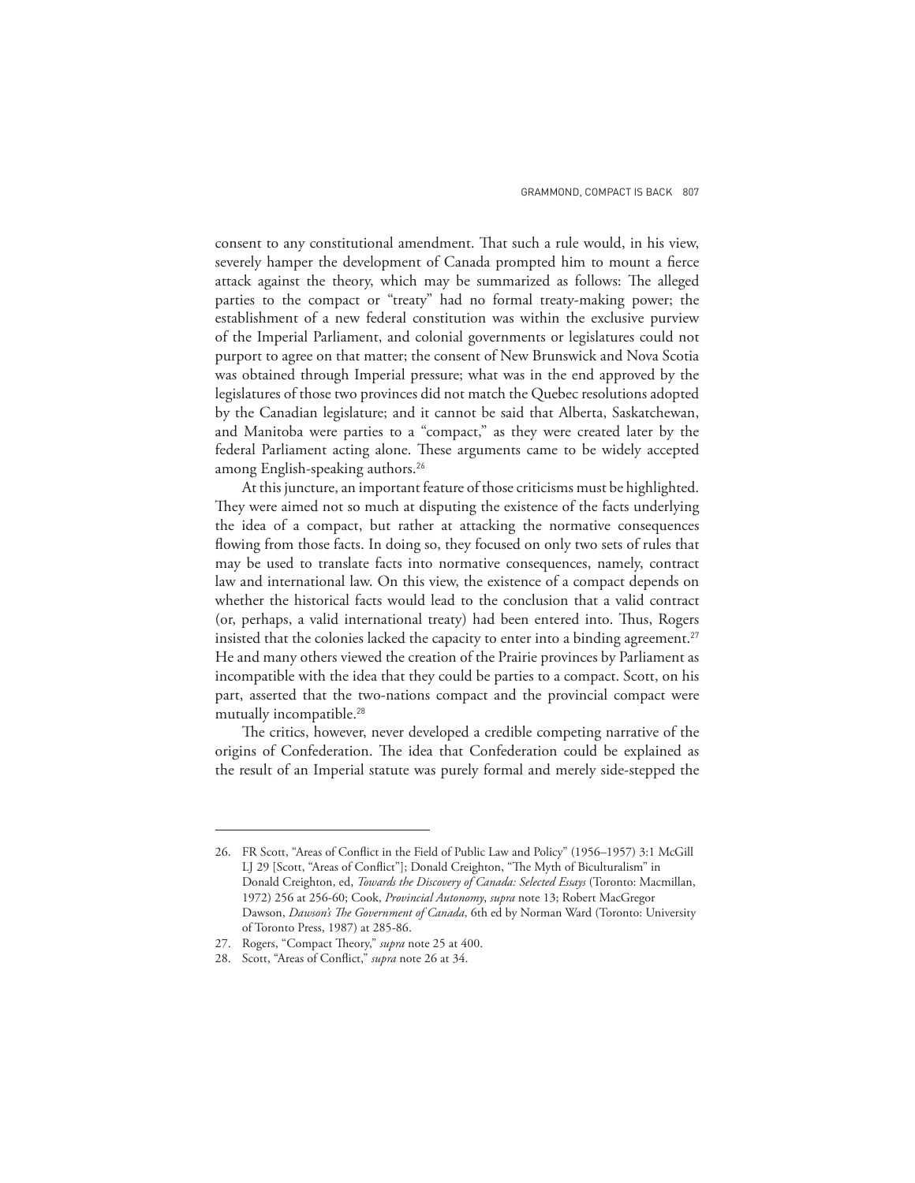consent to any constitutional amendment. That such a rule would, in his view, severely hamper the development of Canada prompted him to mount a fierce attack against the theory, which may be summarized as follows: The alleged parties to the compact or "treaty" had no formal treaty-making power; the establishment of a new federal constitution was within the exclusive purview of the Imperial Parliament, and colonial governments or legislatures could not purport to agree on that matter; the consent of New Brunswick and Nova Scotia was obtained through Imperial pressure; what was in the end approved by the legislatures of those two provinces did not match the Quebec resolutions adopted by the Canadian legislature; and it cannot be said that Alberta, Saskatchewan, and Manitoba were parties to a "compact," as they were created later by the federal Parliament acting alone. These arguments came to be widely accepted among English-speaking authors.[26]

At this juncture, an important feature of those criticisms must be highlighted. They were aimed not so much at disputing the existence of the facts underlying the idea of a compact, but rather at attacking the normative consequences flowing from those facts. In doing so, they focused on only two sets of rules that may be used to translate facts into normative consequences, namely, contract law and international law. On this view, the existence of a compact depends on whether the historical facts would lead to the conclusion that a valid contract (or, perhaps, a valid international treaty) had been entered into. Thus, Rogers insisted that the colonies lacked the capacity to enter into a binding agreement.[27] He and many others viewed the creation of the Prairie provinces by Parliament as incompatible with the idea that they could be parties to a compact. Scott, on his part, asserted that the two-nations compact and the provincial compact were mutually incompatible.[28]

The critics, however, never developed a credible competing narrative of the origins of Confederation. The idea that Confederation could be explained as the result of an Imperial statute was purely formal and merely side-stepped the

---

26. FR Scott, "Areas of Conflict in the Field of Public Law and Policy" (1956–1957) 3:1 McGill LJ 29 [Scott, "Areas of Conflict"]; Donald Creighton, "The Myth of Biculturalism" in Donald Creighton, ed, *Towards the Discovery of Canada: Selected Essays* (Toronto: Macmillan, 1972) 256 at 256-60; Cook, *Provincial Autonomy*, *supra* note 13; Robert MacGregor Dawson, *Dawson's The Government of Canada*, 6th ed by Norman Ward (Toronto: University of Toronto Press, 1987) at 285-86.
27. Rogers, "Compact Theory," *supra* note 25 at 400.
28. Scott, "Areas of Conflict," *supra* note 26 at 34.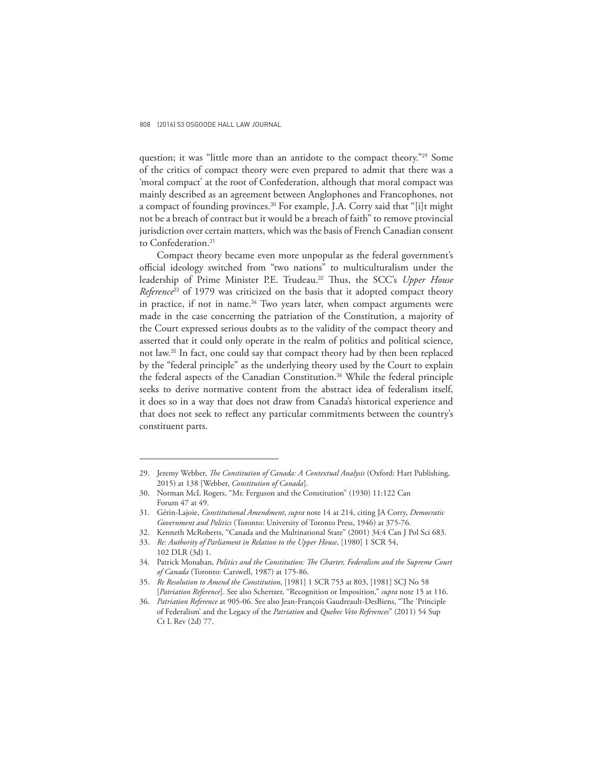question; it was "little more than an antidote to the compact theory."[29] Some of the critics of compact theory were even prepared to admit that there was a 'moral compact' at the root of Confederation, although that moral compact was mainly described as an agreement between Anglophones and Francophones, not a compact of founding provinces.[30] For example, J.A. Corry said that "[i]t might not be a breach of contract but it would be a breach of faith" to remove provincial jurisdiction over certain matters, which was the basis of French Canadian consent to Confederation.[31]

Compact theory became even more unpopular as the federal government's official ideology switched from "two nations" to multiculturalism under the leadership of Prime Minister P.E. Trudeau.[32] Thus, the SCC's *Upper House Reference*[33] of 1979 was criticized on the basis that it adopted compact theory in practice, if not in name.[34] Two years later, when compact arguments were made in the case concerning the patriation of the Constitution, a majority of the Court expressed serious doubts as to the validity of the compact theory and asserted that it could only operate in the realm of politics and political science, not law.[35] In fact, one could say that compact theory had by then been replaced by the "federal principle" as the underlying theory used by the Court to explain the federal aspects of the Canadian Constitution.[36] While the federal principle seeks to derive normative content from the abstract idea of federalism itself, it does so in a way that does not draw from Canada's historical experience and that does not seek to reflect any particular commitments between the country's constituent parts.

---

29. Jeremy Webber, *The Constitution of Canada: A Contextual Analysis* (Oxford: Hart Publishing, 2015) at 138 [Webber, *Constitution of Canada*].
30. Norman McL Rogers, "Mr. Ferguson and the Constitution" (1930) 11:122 Can Forum 47 at 49.
31. Gérin-Lajoie, *Constitutional Amendment*, *supra* note 14 at 214, citing JA Corry, *Democratic Government and Politics* (Toronto: University of Toronto Press, 1946) at 375-76.
32. Kenneth McRoberts, "Canada and the Multinational State" (2001) 34:4 Can J Pol Sci 683.
33. *Re: Authority of Parliament in Relation to the Upper House*, [1980] 1 SCR 54, 102 DLR (3d) 1.
34. Patrick Monahan, *Politics and the Constitution: The Charter, Federalism and the Supreme Court of Canada* (Toronto: Carswell, 1987) at 175-86.
35. *Re Resolution to Amend the Constitution*, [1981] 1 SCR 753 at 803, [1981] SCJ No 58 [*Patriation Reference*]. See also Schertzer, "Recognition or Imposition," *supra* note 15 at 116.
36. *Patriation Reference* at 905-06. See also Jean-François Gaudreault-DesBiens, "The 'Principle of Federalism' and the Legacy of the *Patriation* and *Quebec Veto References*" (2011) 54 Sup Ct L Rev (2d) 77.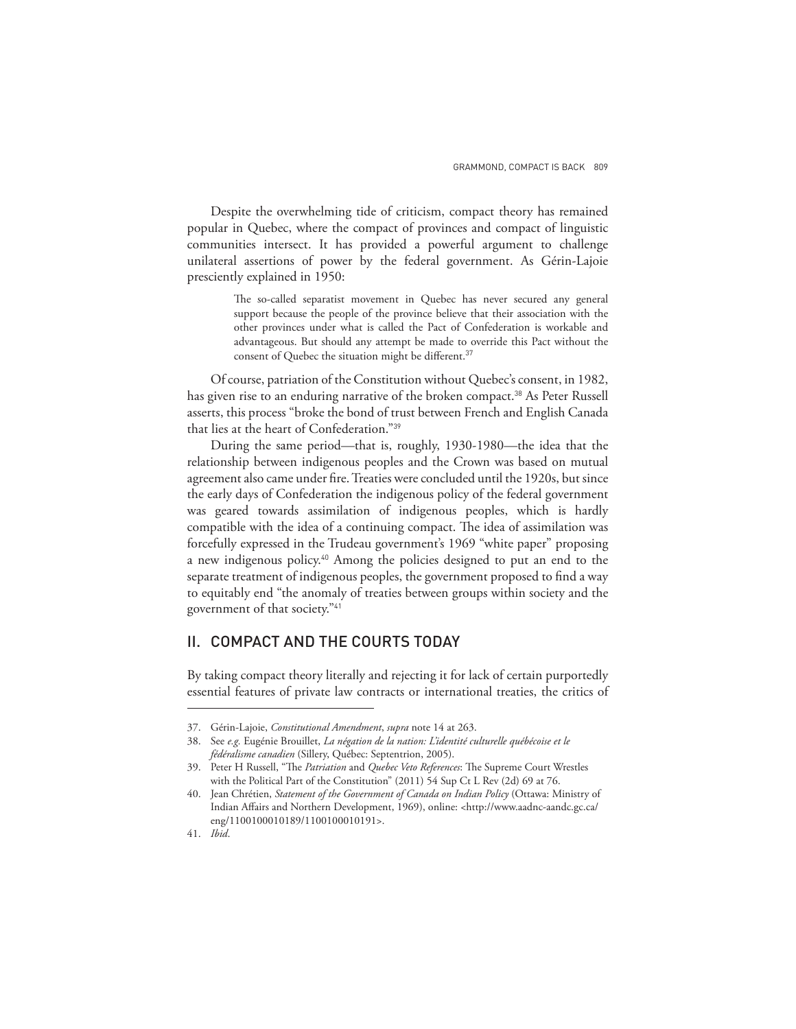Despite the overwhelming tide of criticism, compact theory has remained popular in Quebec, where the compact of provinces and compact of linguistic communities intersect. It has provided a powerful argument to challenge unilateral assertions of power by the federal government. As Gérin-Lajoie presciently explained in 1950:

> The so-called separatist movement in Quebec has never secured any general support because the people of the province believe that their association with the other provinces under what is called the Pact of Confederation is workable and advantageous. But should any attempt be made to override this Pact without the consent of Quebec the situation might be different.[37]

Of course, patriation of the Constitution without Quebec's consent, in 1982, has given rise to an enduring narrative of the broken compact.[38] As Peter Russell asserts, this process "broke the bond of trust between French and English Canada that lies at the heart of Confederation."[39]

During the same period—that is, roughly, 1930-1980—the idea that the relationship between indigenous peoples and the Crown was based on mutual agreement also came under fire. Treaties were concluded until the 1920s, but since the early days of Confederation the indigenous policy of the federal government was geared towards assimilation of indigenous peoples, which is hardly compatible with the idea of a continuing compact. The idea of assimilation was forcefully expressed in the Trudeau government's 1969 "white paper" proposing a new indigenous policy.[40] Among the policies designed to put an end to the separate treatment of indigenous peoples, the government proposed to find a way to equitably end "the anomaly of treaties between groups within society and the government of that society."[41]

## II. COMPACT AND THE COURTS TODAY

By taking compact theory literally and rejecting it for lack of certain purportedly essential features of private law contracts or international treaties, the critics of

---

37. Gérin-Lajoie, *Constitutional Amendment*, *supra* note 14 at 263.
38. See *e.g.* Eugénie Brouillet, *La négation de la nation: L'identité culturelle québécoise et le fédéralisme canadien* (Sillery, Québec: Septentrion, 2005).
39. Peter H Russell, "The *Patriation* and *Quebec Veto References*: The Supreme Court Wrestles with the Political Part of the Constitution" (2011) 54 Sup Ct L Rev (2d) 69 at 76.
40. Jean Chrétien, *Statement of the Government of Canada on Indian Policy* (Ottawa: Ministry of Indian Affairs and Northern Development, 1969), online: <http://www.aadnc-aandc.gc.ca/eng/1100100010189/1100100010191>.
41. *Ibid*.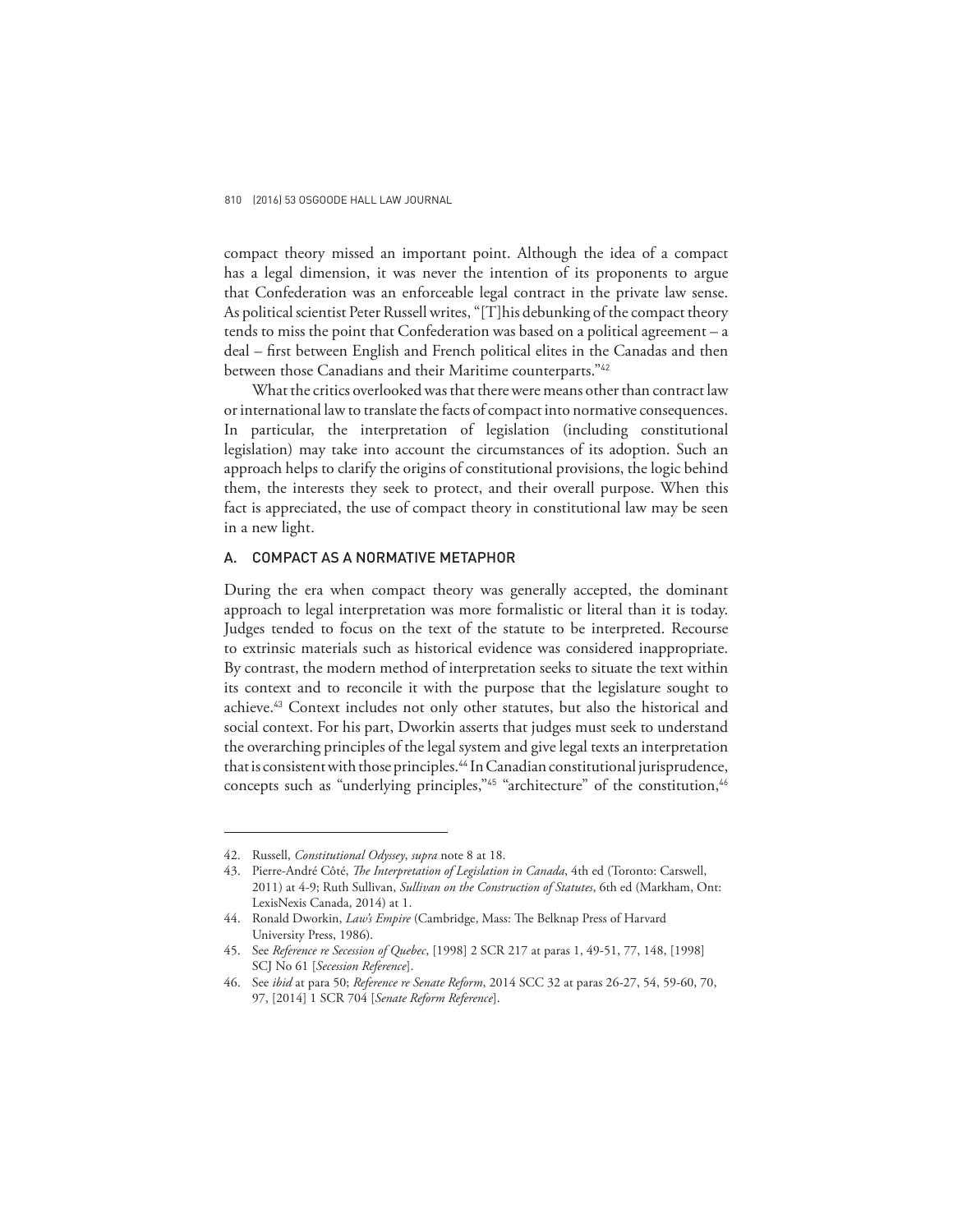compact theory missed an important point. Although the idea of a compact has a legal dimension, it was never the intention of its proponents to argue that Confederation was an enforceable legal contract in the private law sense. As political scientist Peter Russell writes, "[T]his debunking of the compact theory tends to miss the point that Confederation was based on a political agreement – a deal – first between English and French political elites in the Canadas and then between those Canadians and their Maritime counterparts."[42]

What the critics overlooked was that there were means other than contract law or international law to translate the facts of compact into normative consequences. In particular, the interpretation of legislation (including constitutional legislation) may take into account the circumstances of its adoption. Such an approach helps to clarify the origins of constitutional provisions, the logic behind them, the interests they seek to protect, and their overall purpose. When this fact is appreciated, the use of compact theory in constitutional law may be seen in a new light.

### A. COMPACT AS A NORMATIVE METAPHOR

During the era when compact theory was generally accepted, the dominant approach to legal interpretation was more formalistic or literal than it is today. Judges tended to focus on the text of the statute to be interpreted. Recourse to extrinsic materials such as historical evidence was considered inappropriate. By contrast, the modern method of interpretation seeks to situate the text within its context and to reconcile it with the purpose that the legislature sought to achieve.[43] Context includes not only other statutes, but also the historical and social context. For his part, Dworkin asserts that judges must seek to understand the overarching principles of the legal system and give legal texts an interpretation that is consistent with those principles.[44] In Canadian constitutional jurisprudence, concepts such as "underlying principles,"[45] "architecture" of the constitution,[46]

---

42. Russell, *Constitutional Odyssey*, *supra* note 8 at 18.

43. Pierre-André Côté, *The Interpretation of Legislation in Canada*, 4th ed (Toronto: Carswell, 2011) at 4-9; Ruth Sullivan, *Sullivan on the Construction of Statutes*, 6th ed (Markham, Ont: LexisNexis Canada, 2014) at 1.

44. Ronald Dworkin, *Law's Empire* (Cambridge, Mass: The Belknap Press of Harvard University Press, 1986).

45. See *Reference re Secession of Quebec*, [1998] 2 SCR 217 at paras 1, 49-51, 77, 148, [1998] SCJ No 61 [*Secession Reference*].

46. See *ibid* at para 50; *Reference re Senate Reform*, 2014 SCC 32 at paras 26-27, 54, 59-60, 70, 97, [2014] 1 SCR 704 [*Senate Reform Reference*].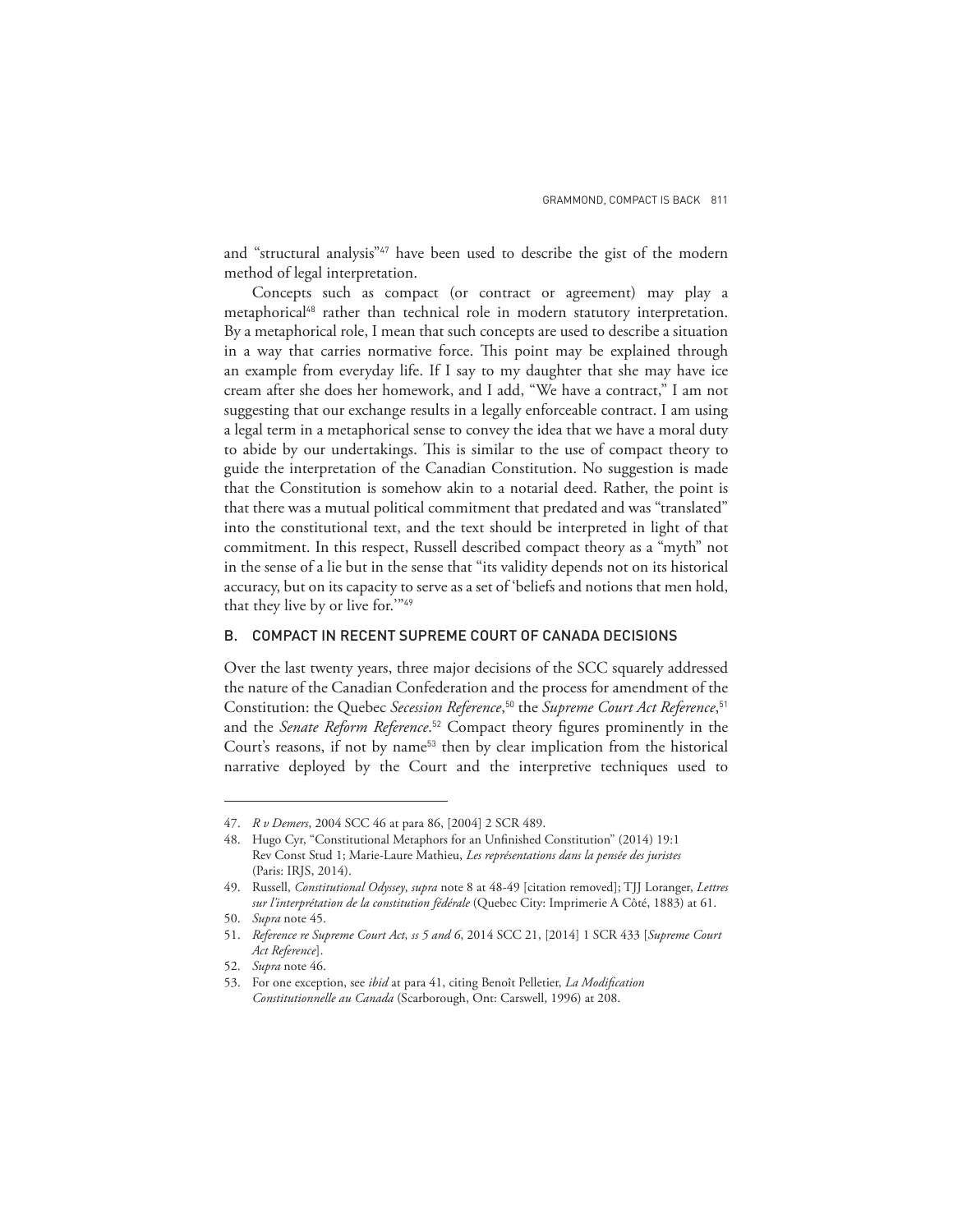and "structural analysis"[47] have been used to describe the gist of the modern method of legal interpretation.

Concepts such as compact (or contract or agreement) may play a metaphorical[48] rather than technical role in modern statutory interpretation. By a metaphorical role, I mean that such concepts are used to describe a situation in a way that carries normative force. This point may be explained through an example from everyday life. If I say to my daughter that she may have ice cream after she does her homework, and I add, "We have a contract," I am not suggesting that our exchange results in a legally enforceable contract. I am using a legal term in a metaphorical sense to convey the idea that we have a moral duty to abide by our undertakings. This is similar to the use of compact theory to guide the interpretation of the Canadian Constitution. No suggestion is made that the Constitution is somehow akin to a notarial deed. Rather, the point is that there was a mutual political commitment that predated and was "translated" into the constitutional text, and the text should be interpreted in light of that commitment. In this respect, Russell described compact theory as a "myth" not in the sense of a lie but in the sense that "its validity depends not on its historical accuracy, but on its capacity to serve as a set of 'beliefs and notions that men hold, that they live by or live for.'"[49]

## B. COMPACT IN RECENT SUPREME COURT OF CANADA DECISIONS

Over the last twenty years, three major decisions of the SCC squarely addressed the nature of the Canadian Confederation and the process for amendment of the Constitution: the Quebec *Secession Reference*,[50] the *Supreme Court Act Reference*,[51] and the *Senate Reform Reference*.[52] Compact theory figures prominently in the Court's reasons, if not by name[53] then by clear implication from the historical narrative deployed by the Court and the interpretive techniques used to

---

47. *R v Demers*, 2004 SCC 46 at para 86, [2004] 2 SCR 489.
48. Hugo Cyr, "Constitutional Metaphors for an Unfinished Constitution" (2014) 19:1 Rev Const Stud 1; Marie-Laure Mathieu, *Les représentations dans la pensée des juristes* (Paris: IRJS, 2014).
49. Russell, *Constitutional Odyssey*, *supra* note 8 at 48-49 [citation removed]; TJJ Loranger, *Lettres sur l'interprétation de la constitution fédérale* (Quebec City: Imprimerie A Côté, 1883) at 61.
50. *Supra* note 45.
51. *Reference re Supreme Court Act, ss 5 and 6*, 2014 SCC 21, [2014] 1 SCR 433 [*Supreme Court Act Reference*].
52. *Supra* note 46.
53. For one exception, see *ibid* at para 41, citing Benoît Pelletier, *La Modification Constitutionnelle au Canada* (Scarborough, Ont: Carswell, 1996) at 208.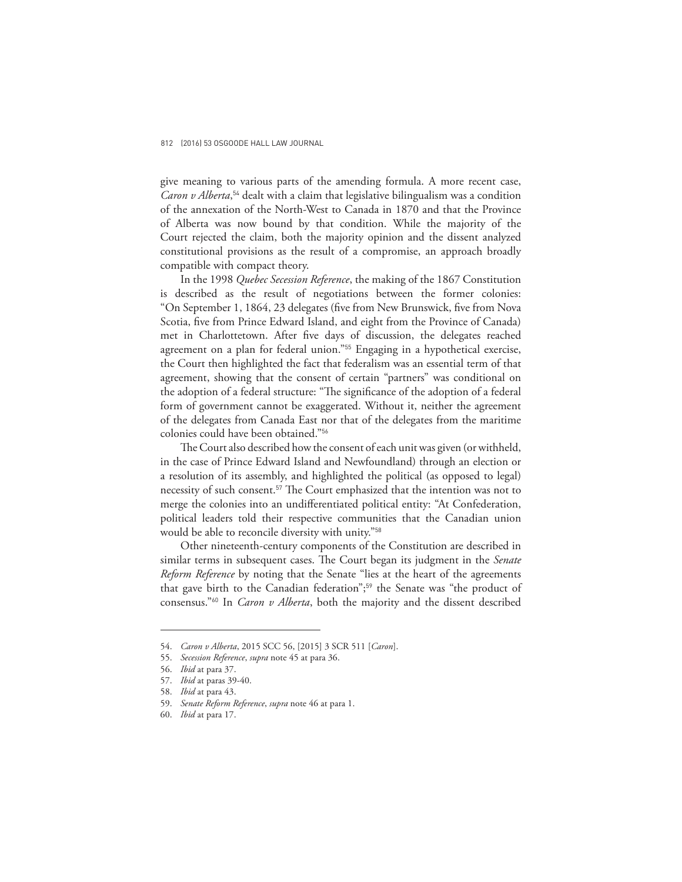give meaning to various parts of the amending formula. A more recent case, *Caron v Alberta*,[54] dealt with a claim that legislative bilingualism was a condition of the annexation of the North-West to Canada in 1870 and that the Province of Alberta was now bound by that condition. While the majority of the Court rejected the claim, both the majority opinion and the dissent analyzed constitutional provisions as the result of a compromise, an approach broadly compatible with compact theory.

In the 1998 *Quebec Secession Reference*, the making of the 1867 Constitution is described as the result of negotiations between the former colonies: "On September 1, 1864, 23 delegates (five from New Brunswick, five from Nova Scotia, five from Prince Edward Island, and eight from the Province of Canada) met in Charlottetown. After five days of discussion, the delegates reached agreement on a plan for federal union."[55] Engaging in a hypothetical exercise, the Court then highlighted the fact that federalism was an essential term of that agreement, showing that the consent of certain "partners" was conditional on the adoption of a federal structure: "The significance of the adoption of a federal form of government cannot be exaggerated. Without it, neither the agreement of the delegates from Canada East nor that of the delegates from the maritime colonies could have been obtained."[56]

The Court also described how the consent of each unit was given (or withheld, in the case of Prince Edward Island and Newfoundland) through an election or a resolution of its assembly, and highlighted the political (as opposed to legal) necessity of such consent.[57] The Court emphasized that the intention was not to merge the colonies into an undifferentiated political entity: "At Confederation, political leaders told their respective communities that the Canadian union would be able to reconcile diversity with unity."[58]

Other nineteenth-century components of the Constitution are described in similar terms in subsequent cases. The Court began its judgment in the *Senate Reform Reference* by noting that the Senate "lies at the heart of the agreements that gave birth to the Canadian federation";[59] the Senate was "the product of consensus."[60] In *Caron v Alberta*, both the majority and the dissent described

---

54. *Caron v Alberta*, 2015 SCC 56, [2015] 3 SCR 511 [*Caron*].

55. *Secession Reference*, *supra* note 45 at para 36.

56. *Ibid* at para 37.

57. *Ibid* at paras 39-40.

58. *Ibid* at para 43.

59. *Senate Reform Reference*, *supra* note 46 at para 1.

60. *Ibid* at para 17.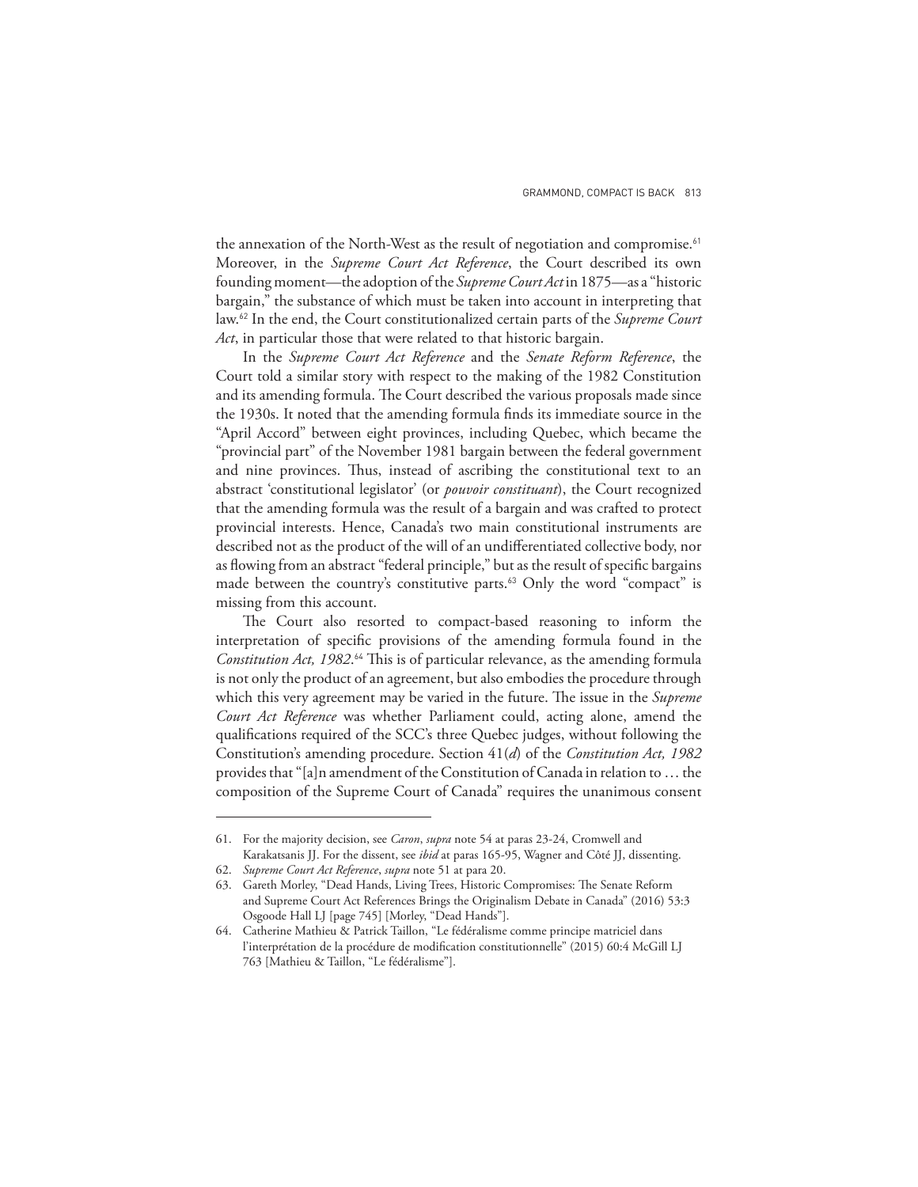the annexation of the North-West as the result of negotiation and compromise.[61] Moreover, in the *Supreme Court Act Reference*, the Court described its own founding moment—the adoption of the *Supreme Court Act* in 1875—as a "historic bargain," the substance of which must be taken into account in interpreting that law.[62] In the end, the Court constitutionalized certain parts of the *Supreme Court Act*, in particular those that were related to that historic bargain.

In the *Supreme Court Act Reference* and the *Senate Reform Reference*, the Court told a similar story with respect to the making of the 1982 Constitution and its amending formula. The Court described the various proposals made since the 1930s. It noted that the amending formula finds its immediate source in the "April Accord" between eight provinces, including Quebec, which became the "provincial part" of the November 1981 bargain between the federal government and nine provinces. Thus, instead of ascribing the constitutional text to an abstract 'constitutional legislator' (or *pouvoir constituant*), the Court recognized that the amending formula was the result of a bargain and was crafted to protect provincial interests. Hence, Canada's two main constitutional instruments are described not as the product of the will of an undifferentiated collective body, nor as flowing from an abstract "federal principle," but as the result of specific bargains made between the country's constitutive parts.[63] Only the word "compact" is missing from this account.

The Court also resorted to compact-based reasoning to inform the interpretation of specific provisions of the amending formula found in the *Constitution Act, 1982*.[64] This is of particular relevance, as the amending formula is not only the product of an agreement, but also embodies the procedure through which this very agreement may be varied in the future. The issue in the *Supreme Court Act Reference* was whether Parliament could, acting alone, amend the qualifications required of the SCC's three Quebec judges, without following the Constitution's amending procedure. Section 41(*d*) of the *Constitution Act, 1982* provides that "[a]n amendment of the Constitution of Canada in relation to … the composition of the Supreme Court of Canada" requires the unanimous consent

---

61. For the majority decision, see *Caron*, *supra* note 54 at paras 23-24, Cromwell and Karakatsanis JJ. For the dissent, see *ibid* at paras 165-95, Wagner and Côté JJ, dissenting.
62. *Supreme Court Act Reference*, *supra* note 51 at para 20.
63. Gareth Morley, "Dead Hands, Living Trees, Historic Compromises: The Senate Reform and Supreme Court Act References Brings the Originalism Debate in Canada" (2016) 53:3 Osgoode Hall LJ [page 745] [Morley, "Dead Hands"].
64. Catherine Mathieu & Patrick Taillon, "Le fédéralisme comme principe matriciel dans l'interprétation de la procédure de modification constitutionnelle" (2015) 60:4 McGill LJ 763 [Mathieu & Taillon, "Le fédéralisme"].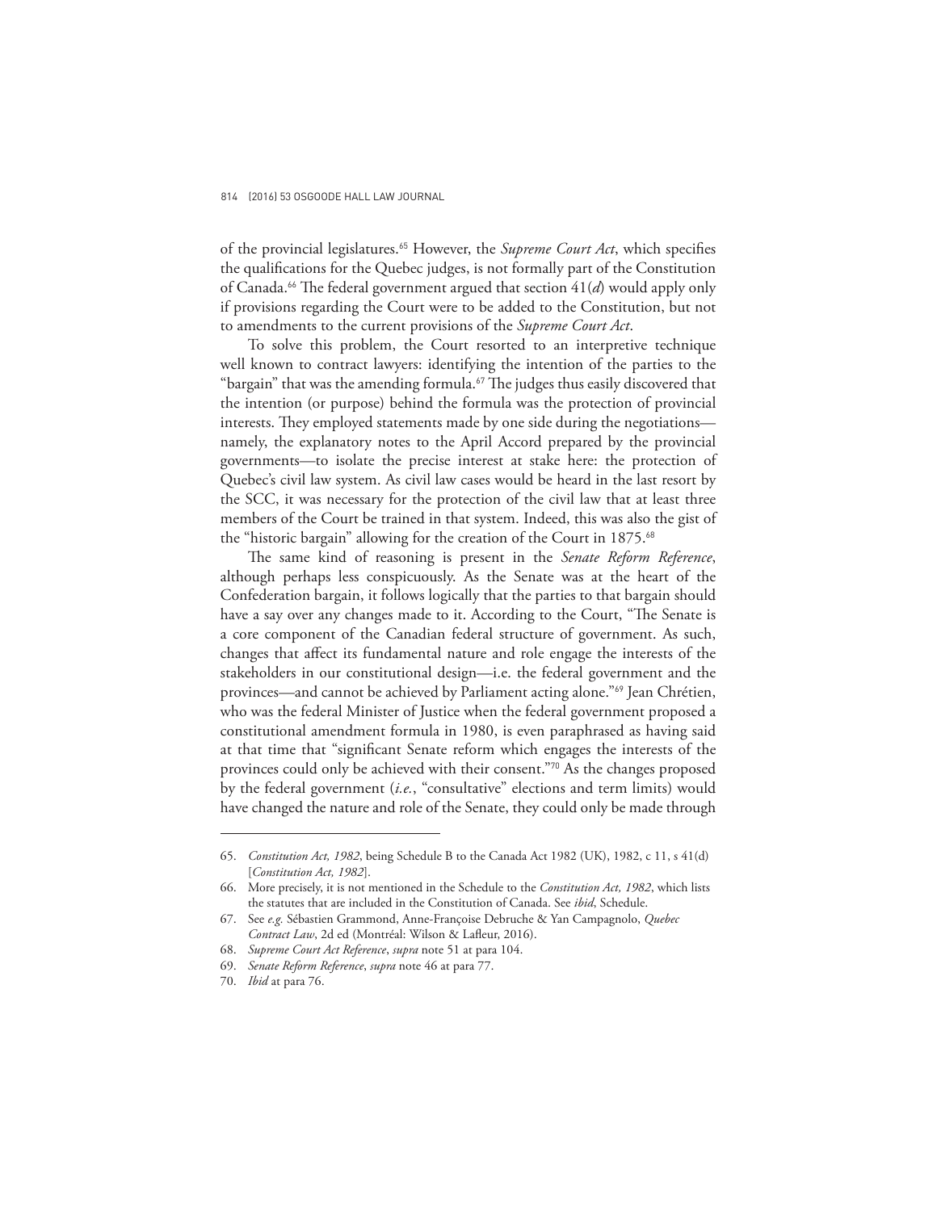of the provincial legislatures.[65] However, the *Supreme Court Act*, which specifies the qualifications for the Quebec judges, is not formally part of the Constitution of Canada.[66] The federal government argued that section 41(*d*) would apply only if provisions regarding the Court were to be added to the Constitution, but not to amendments to the current provisions of the *Supreme Court Act*.

To solve this problem, the Court resorted to an interpretive technique well known to contract lawyers: identifying the intention of the parties to the "bargain" that was the amending formula.[67] The judges thus easily discovered that the intention (or purpose) behind the formula was the protection of provincial interests. They employed statements made by one side during the negotiations—namely, the explanatory notes to the April Accord prepared by the provincial governments—to isolate the precise interest at stake here: the protection of Quebec's civil law system. As civil law cases would be heard in the last resort by the SCC, it was necessary for the protection of the civil law that at least three members of the Court be trained in that system. Indeed, this was also the gist of the "historic bargain" allowing for the creation of the Court in 1875.[68]

The same kind of reasoning is present in the *Senate Reform Reference*, although perhaps less conspicuously. As the Senate was at the heart of the Confederation bargain, it follows logically that the parties to that bargain should have a say over any changes made to it. According to the Court, "The Senate is a core component of the Canadian federal structure of government. As such, changes that affect its fundamental nature and role engage the interests of the stakeholders in our constitutional design—i.e. the federal government and the provinces—and cannot be achieved by Parliament acting alone."[69] Jean Chrétien, who was the federal Minister of Justice when the federal government proposed a constitutional amendment formula in 1980, is even paraphrased as having said at that time that "significant Senate reform which engages the interests of the provinces could only be achieved with their consent."[70] As the changes proposed by the federal government (*i.e.*, "consultative" elections and term limits) would have changed the nature and role of the Senate, they could only be made through

---

65. *Constitution Act, 1982*, being Schedule B to the Canada Act 1982 (UK), 1982, c 11, s 41(d) [*Constitution Act, 1982*].
66. More precisely, it is not mentioned in the Schedule to the *Constitution Act, 1982*, which lists the statutes that are included in the Constitution of Canada. See *ibid*, Schedule.
67. See *e.g.* Sébastien Grammond, Anne-Françoise Debruche & Yan Campagnolo, *Quebec Contract Law*, 2d ed (Montréal: Wilson & Lafleur, 2016).
68. *Supreme Court Act Reference*, *supra* note 51 at para 104.
69. *Senate Reform Reference*, *supra* note 46 at para 77.
70. *Ibid* at para 76.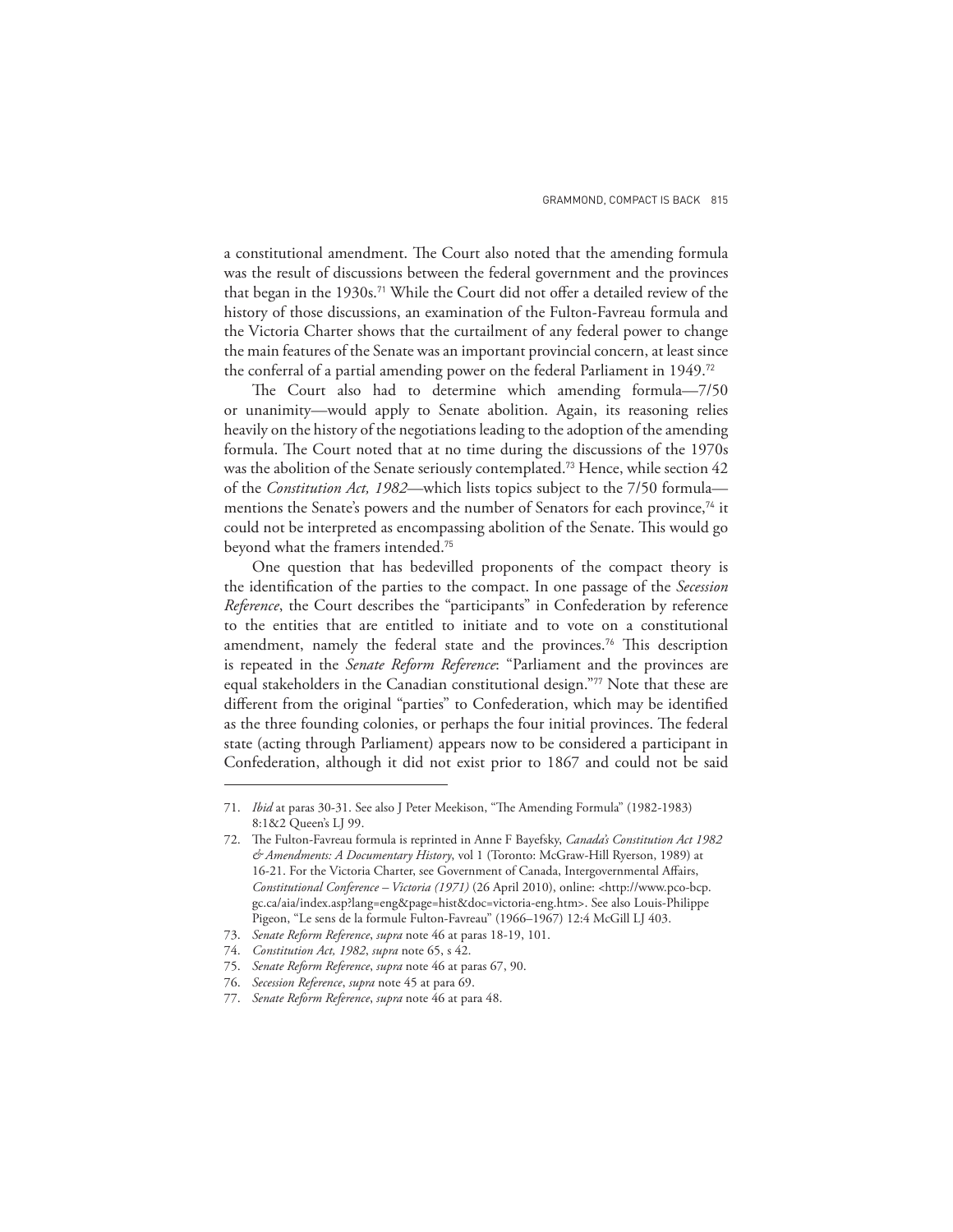a constitutional amendment. The Court also noted that the amending formula was the result of discussions between the federal government and the provinces that began in the 1930s.[71] While the Court did not offer a detailed review of the history of those discussions, an examination of the Fulton-Favreau formula and the Victoria Charter shows that the curtailment of any federal power to change the main features of the Senate was an important provincial concern, at least since the conferral of a partial amending power on the federal Parliament in 1949.[72]

The Court also had to determine which amending formula—7/50 or unanimity—would apply to Senate abolition. Again, its reasoning relies heavily on the history of the negotiations leading to the adoption of the amending formula. The Court noted that at no time during the discussions of the 1970s was the abolition of the Senate seriously contemplated.[73] Hence, while section 42 of the *Constitution Act, 1982*—which lists topics subject to the 7/50 formula—mentions the Senate's powers and the number of Senators for each province,[74] it could not be interpreted as encompassing abolition of the Senate. This would go beyond what the framers intended.[75]

One question that has bedevilled proponents of the compact theory is the identification of the parties to the compact. In one passage of the *Secession Reference*, the Court describes the "participants" in Confederation by reference to the entities that are entitled to initiate and to vote on a constitutional amendment, namely the federal state and the provinces.[76] This description is repeated in the *Senate Reform Reference*: "Parliament and the provinces are equal stakeholders in the Canadian constitutional design."[77] Note that these are different from the original "parties" to Confederation, which may be identified as the three founding colonies, or perhaps the four initial provinces. The federal state (acting through Parliament) appears now to be considered a participant in Confederation, although it did not exist prior to 1867 and could not be said

---

71. *Ibid* at paras 30-31. See also J Peter Meekison, "The Amending Formula" (1982-1983) 8:1&2 Queen's LJ 99.
72. The Fulton-Favreau formula is reprinted in Anne F Bayefsky, *Canada's Constitution Act 1982 & Amendments: A Documentary History*, vol 1 (Toronto: McGraw-Hill Ryerson, 1989) at 16-21. For the Victoria Charter, see Government of Canada, Intergovernmental Affairs, *Constitutional Conference – Victoria (1971)* (26 April 2010), online: <http://www.pco-bcp.gc.ca/aia/index.asp?lang=eng&page=hist&doc=victoria-eng.htm>. See also Louis-Philippe Pigeon, "Le sens de la formule Fulton-Favreau" (1966–1967) 12:4 McGill LJ 403.
73. *Senate Reform Reference*, *supra* note 46 at paras 18-19, 101.
74. *Constitution Act, 1982*, *supra* note 65, s 42.
75. *Senate Reform Reference*, *supra* note 46 at paras 67, 90.
76. *Secession Reference*, *supra* note 45 at para 69.
77. *Senate Reform Reference*, *supra* note 46 at para 48.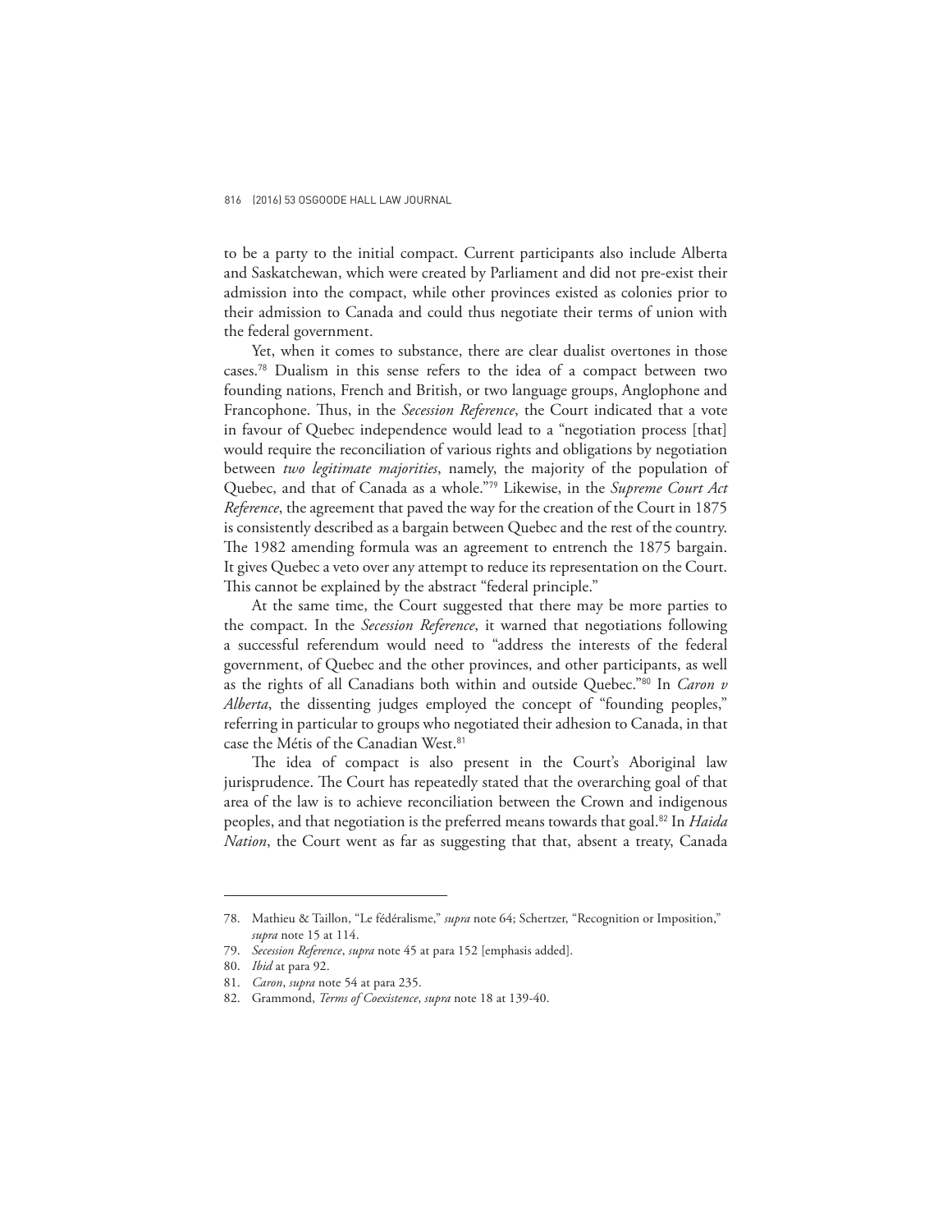to be a party to the initial compact. Current participants also include Alberta and Saskatchewan, which were created by Parliament and did not pre-exist their admission into the compact, while other provinces existed as colonies prior to their admission to Canada and could thus negotiate their terms of union with the federal government.

Yet, when it comes to substance, there are clear dualist overtones in those cases.[78] Dualism in this sense refers to the idea of a compact between two founding nations, French and British, or two language groups, Anglophone and Francophone. Thus, in the *Secession Reference*, the Court indicated that a vote in favour of Quebec independence would lead to a "negotiation process [that] would require the reconciliation of various rights and obligations by negotiation between *two legitimate majorities*, namely, the majority of the population of Quebec, and that of Canada as a whole."[79] Likewise, in the *Supreme Court Act Reference*, the agreement that paved the way for the creation of the Court in 1875 is consistently described as a bargain between Quebec and the rest of the country. The 1982 amending formula was an agreement to entrench the 1875 bargain. It gives Quebec a veto over any attempt to reduce its representation on the Court. This cannot be explained by the abstract "federal principle."

At the same time, the Court suggested that there may be more parties to the compact. In the *Secession Reference*, it warned that negotiations following a successful referendum would need to "address the interests of the federal government, of Quebec and the other provinces, and other participants, as well as the rights of all Canadians both within and outside Quebec."[80] In *Caron v Alberta*, the dissenting judges employed the concept of "founding peoples," referring in particular to groups who negotiated their adhesion to Canada, in that case the Métis of the Canadian West.[81]

The idea of compact is also present in the Court's Aboriginal law jurisprudence. The Court has repeatedly stated that the overarching goal of that area of the law is to achieve reconciliation between the Crown and indigenous peoples, and that negotiation is the preferred means towards that goal.[82] In *Haida Nation*, the Court went as far as suggesting that that, absent a treaty, Canada

---

78. Mathieu & Taillon, "Le fédéralisme," *supra* note 64; Schertzer, "Recognition or Imposition," *supra* note 15 at 114.

79. *Secession Reference*, *supra* note 45 at para 152 [emphasis added].

80. *Ibid* at para 92.

81. *Caron*, *supra* note 54 at para 235.

82. Grammond, *Terms of Coexistence*, *supra* note 18 at 139-40.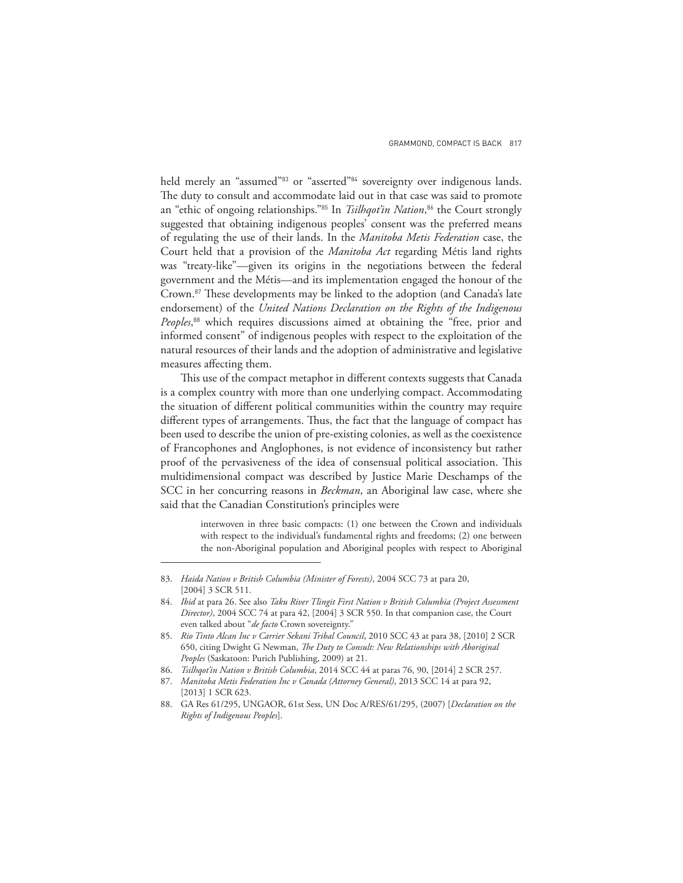held merely an "assumed"[83] or "asserted"[84] sovereignty over indigenous lands. The duty to consult and accommodate laid out in that case was said to promote an "ethic of ongoing relationships."[85] In *Tsilhqot'in Nation*,[86] the Court strongly suggested that obtaining indigenous peoples' consent was the preferred means of regulating the use of their lands. In the *Manitoba Metis Federation* case, the Court held that a provision of the *Manitoba Act* regarding Métis land rights was "treaty-like"—given its origins in the negotiations between the federal government and the Métis—and its implementation engaged the honour of the Crown.[87] These developments may be linked to the adoption (and Canada's late endorsement) of the *United Nations Declaration on the Rights of the Indigenous Peoples*,[88] which requires discussions aimed at obtaining the "free, prior and informed consent" of indigenous peoples with respect to the exploitation of the natural resources of their lands and the adoption of administrative and legislative measures affecting them.

This use of the compact metaphor in different contexts suggests that Canada is a complex country with more than one underlying compact. Accommodating the situation of different political communities within the country may require different types of arrangements. Thus, the fact that the language of compact has been used to describe the union of pre-existing colonies, as well as the coexistence of Francophones and Anglophones, is not evidence of inconsistency but rather proof of the pervasiveness of the idea of consensual political association. This multidimensional compact was described by Justice Marie Deschamps of the SCC in her concurring reasons in *Beckman*, an Aboriginal law case, where she said that the Canadian Constitution's principles were

> interwoven in three basic compacts: (1) one between the Crown and individuals with respect to the individual's fundamental rights and freedoms; (2) one between the non-Aboriginal population and Aboriginal peoples with respect to Aboriginal

---

83. *Haida Nation v British Columbia (Minister of Forests)*, 2004 SCC 73 at para 20, [2004] 3 SCR 511.

84. *Ibid* at para 26. See also *Taku River Tlingit First Nation v British Columbia (Project Assessment Director)*, 2004 SCC 74 at para 42, [2004] 3 SCR 550. In that companion case, the Court even talked about "*de facto* Crown sovereignty."

85. *Rio Tinto Alcan Inc v Carrier Sekani Tribal Council*, 2010 SCC 43 at para 38, [2010] 2 SCR 650, citing Dwight G Newman, *The Duty to Consult: New Relationships with Aboriginal Peoples* (Saskatoon: Purich Publishing, 2009) at 21.

86. *Tsilhqot'in Nation v British Columbia*, 2014 SCC 44 at paras 76, 90, [2014] 2 SCR 257.

87. *Manitoba Metis Federation Inc v Canada (Attorney General)*, 2013 SCC 14 at para 92, [2013] 1 SCR 623.

88. GA Res 61/295, UNGAOR, 61st Sess, UN Doc A/RES/61/295, (2007) [*Declaration on the Rights of Indigenous Peoples*].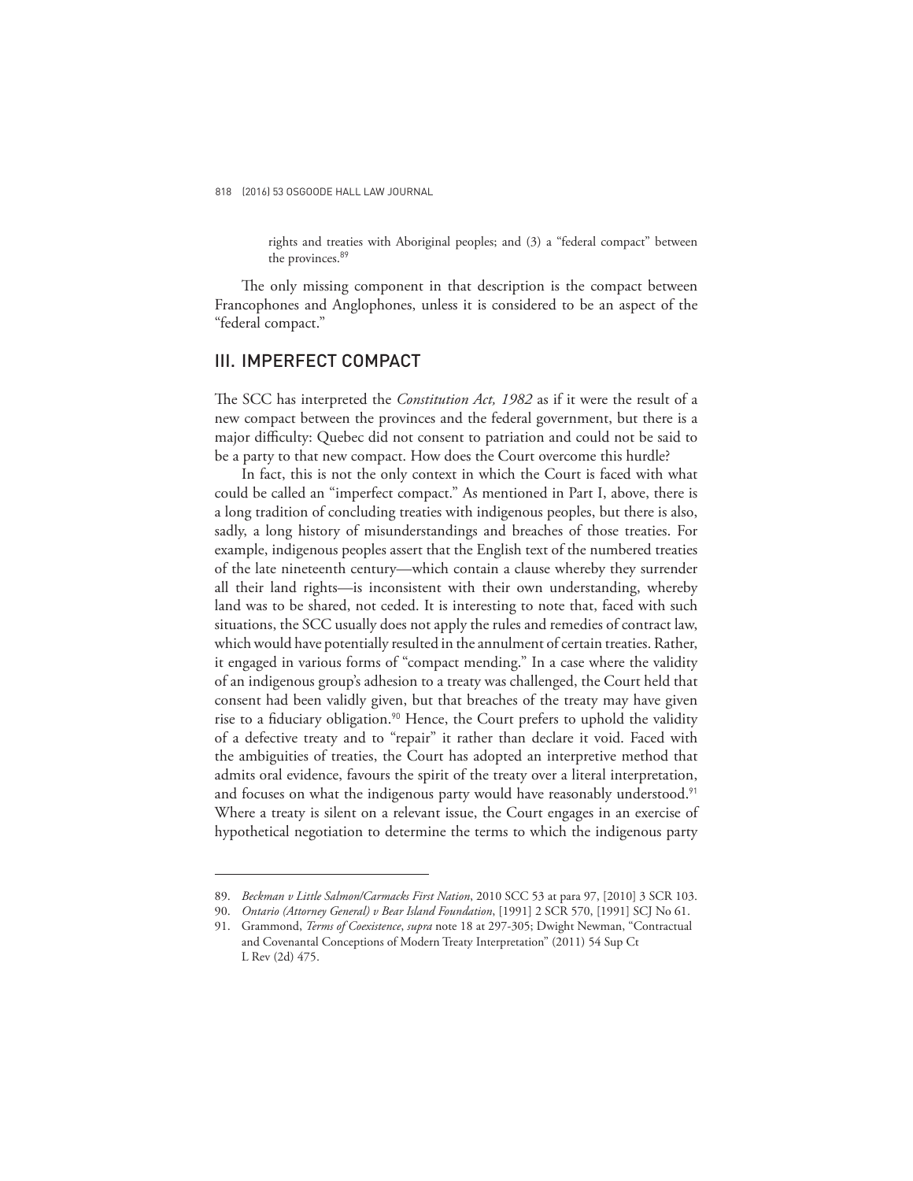> rights and treaties with Aboriginal peoples; and (3) a "federal compact" between the provinces.[89]

The only missing component in that description is the compact between Francophones and Anglophones, unless it is considered to be an aspect of the "federal compact."

## III. IMPERFECT COMPACT

The SCC has interpreted the *Constitution Act, 1982* as if it were the result of a new compact between the provinces and the federal government, but there is a major difficulty: Quebec did not consent to patriation and could not be said to be a party to that new compact. How does the Court overcome this hurdle?

In fact, this is not the only context in which the Court is faced with what could be called an "imperfect compact." As mentioned in Part I, above, there is a long tradition of concluding treaties with indigenous peoples, but there is also, sadly, a long history of misunderstandings and breaches of those treaties. For example, indigenous peoples assert that the English text of the numbered treaties of the late nineteenth century—which contain a clause whereby they surrender all their land rights—is inconsistent with their own understanding, whereby land was to be shared, not ceded. It is interesting to note that, faced with such situations, the SCC usually does not apply the rules and remedies of contract law, which would have potentially resulted in the annulment of certain treaties. Rather, it engaged in various forms of "compact mending." In a case where the validity of an indigenous group's adhesion to a treaty was challenged, the Court held that consent had been validly given, but that breaches of the treaty may have given rise to a fiduciary obligation.[90] Hence, the Court prefers to uphold the validity of a defective treaty and to "repair" it rather than declare it void. Faced with the ambiguities of treaties, the Court has adopted an interpretive method that admits oral evidence, favours the spirit of the treaty over a literal interpretation, and focuses on what the indigenous party would have reasonably understood.[91] Where a treaty is silent on a relevant issue, the Court engages in an exercise of hypothetical negotiation to determine the terms to which the indigenous party

89. *Beckman v Little Salmon/Carmacks First Nation*, 2010 SCC 53 at para 97, [2010] 3 SCR 103.

90. *Ontario (Attorney General) v Bear Island Foundation*, [1991] 2 SCR 570, [1991] SCJ No 61.

91. Grammond, *Terms of Coexistence*, *supra* note 18 at 297-305; Dwight Newman, "Contractual and Covenantal Conceptions of Modern Treaty Interpretation" (2011) 54 Sup Ct L Rev (2d) 475.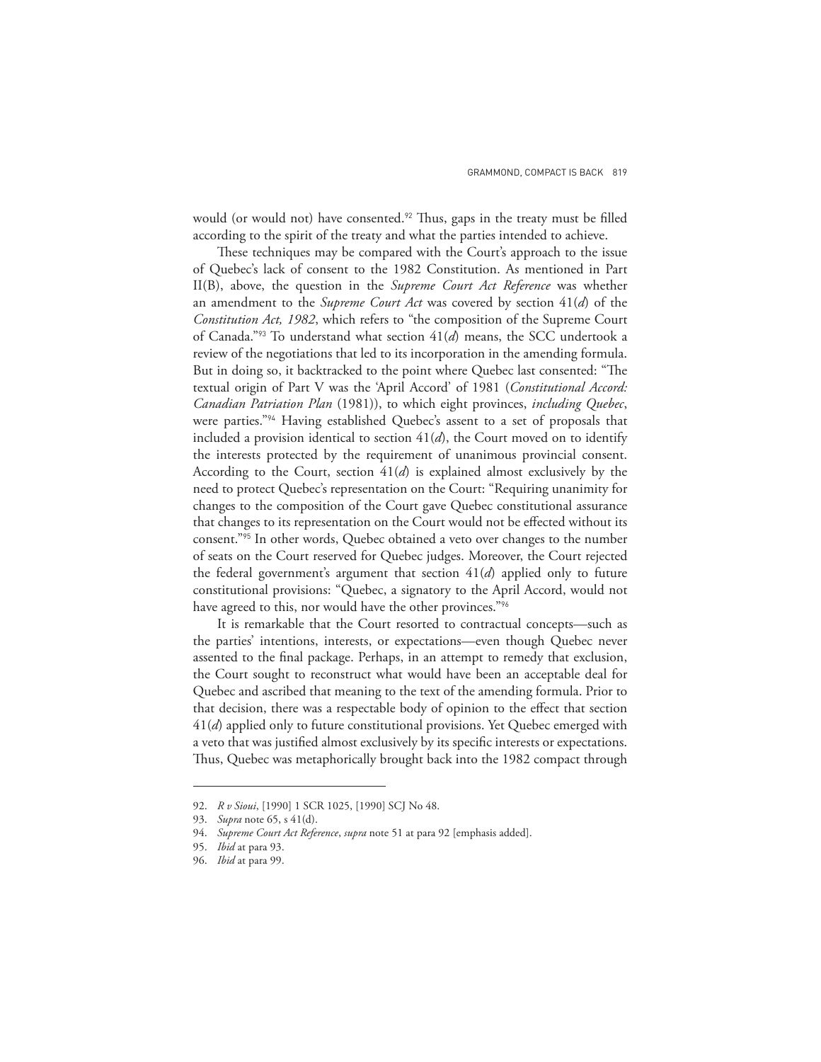would (or would not) have consented.[92] Thus, gaps in the treaty must be filled according to the spirit of the treaty and what the parties intended to achieve.

These techniques may be compared with the Court's approach to the issue of Quebec's lack of consent to the 1982 Constitution. As mentioned in Part II(B), above, the question in the *Supreme Court Act Reference* was whether an amendment to the *Supreme Court Act* was covered by section 41(*d*) of the *Constitution Act, 1982*, which refers to "the composition of the Supreme Court of Canada."[93] To understand what section 41(*d*) means, the SCC undertook a review of the negotiations that led to its incorporation in the amending formula. But in doing so, it backtracked to the point where Quebec last consented: "The textual origin of Part V was the 'April Accord' of 1981 (*Constitutional Accord: Canadian Patriation Plan* (1981)), to which eight provinces, *including Quebec*, were parties."[94] Having established Quebec's assent to a set of proposals that included a provision identical to section 41(*d*), the Court moved on to identify the interests protected by the requirement of unanimous provincial consent. According to the Court, section 41(*d*) is explained almost exclusively by the need to protect Quebec's representation on the Court: "Requiring unanimity for changes to the composition of the Court gave Quebec constitutional assurance that changes to its representation on the Court would not be effected without its consent."[95] In other words, Quebec obtained a veto over changes to the number of seats on the Court reserved for Quebec judges. Moreover, the Court rejected the federal government's argument that section 41(*d*) applied only to future constitutional provisions: "Quebec, a signatory to the April Accord, would not have agreed to this, nor would have the other provinces."[96]

It is remarkable that the Court resorted to contractual concepts—such as the parties' intentions, interests, or expectations—even though Quebec never assented to the final package. Perhaps, in an attempt to remedy that exclusion, the Court sought to reconstruct what would have been an acceptable deal for Quebec and ascribed that meaning to the text of the amending formula. Prior to that decision, there was a respectable body of opinion to the effect that section 41(*d*) applied only to future constitutional provisions. Yet Quebec emerged with a veto that was justified almost exclusively by its specific interests or expectations. Thus, Quebec was metaphorically brought back into the 1982 compact through

---

92. *R v Sioui*, [1990] 1 SCR 1025, [1990] SCJ No 48.

93. *Supra* note 65, s 41(d).

94. *Supreme Court Act Reference*, *supra* note 51 at para 92 [emphasis added].

95. *Ibid* at para 93.

96. *Ibid* at para 99.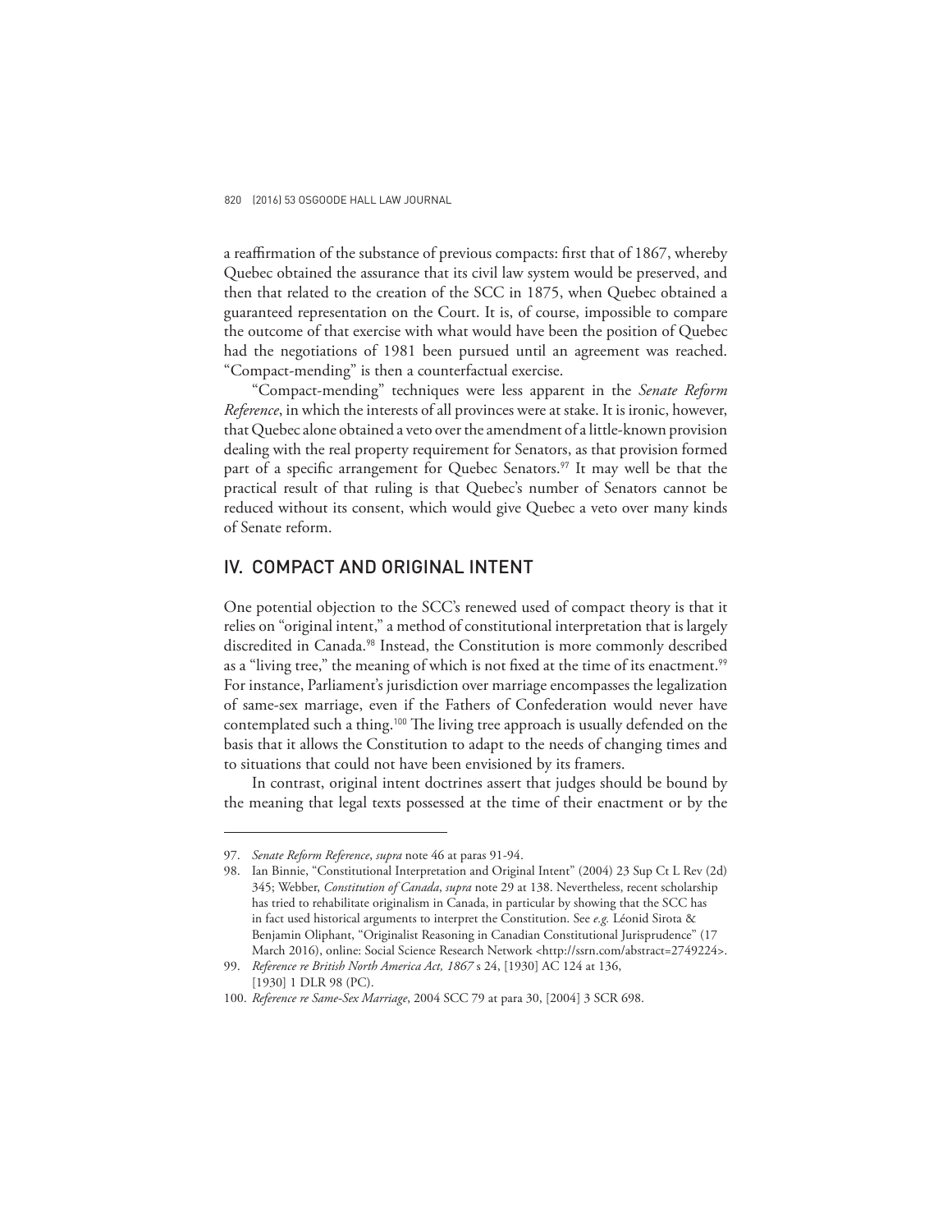a reaffirmation of the substance of previous compacts: first that of 1867, whereby Quebec obtained the assurance that its civil law system would be preserved, and then that related to the creation of the SCC in 1875, when Quebec obtained a guaranteed representation on the Court. It is, of course, impossible to compare the outcome of that exercise with what would have been the position of Quebec had the negotiations of 1981 been pursued until an agreement was reached. "Compact-mending" is then a counterfactual exercise.

"Compact-mending" techniques were less apparent in the *Senate Reform Reference*, in which the interests of all provinces were at stake. It is ironic, however, that Quebec alone obtained a veto over the amendment of a little-known provision dealing with the real property requirement for Senators, as that provision formed part of a specific arrangement for Quebec Senators.[97] It may well be that the practical result of that ruling is that Quebec's number of Senators cannot be reduced without its consent, which would give Quebec a veto over many kinds of Senate reform.

## IV. COMPACT AND ORIGINAL INTENT

One potential objection to the SCC's renewed used of compact theory is that it relies on "original intent," a method of constitutional interpretation that is largely discredited in Canada.[98] Instead, the Constitution is more commonly described as a "living tree," the meaning of which is not fixed at the time of its enactment.[99] For instance, Parliament's jurisdiction over marriage encompasses the legalization of same-sex marriage, even if the Fathers of Confederation would never have contemplated such a thing.[100] The living tree approach is usually defended on the basis that it allows the Constitution to adapt to the needs of changing times and to situations that could not have been envisioned by its framers.

In contrast, original intent doctrines assert that judges should be bound by the meaning that legal texts possessed at the time of their enactment or by the

---

97. *Senate Reform Reference*, *supra* note 46 at paras 91-94.

98. Ian Binnie, "Constitutional Interpretation and Original Intent" (2004) 23 Sup Ct L Rev (2d) 345; Webber, *Constitution of Canada*, *supra* note 29 at 138. Nevertheless, recent scholarship has tried to rehabilitate originalism in Canada, in particular by showing that the SCC has in fact used historical arguments to interpret the Constitution. See *e.g.* Léonid Sirota & Benjamin Oliphant, "Originalist Reasoning in Canadian Constitutional Jurisprudence" (17 March 2016), online: Social Science Research Network <http://ssrn.com/abstract=2749224>.

99. *Reference re British North America Act, 1867* s 24, [1930] AC 124 at 136, [1930] 1 DLR 98 (PC).

100. *Reference re Same-Sex Marriage*, 2004 SCC 79 at para 30, [2004] 3 SCR 698.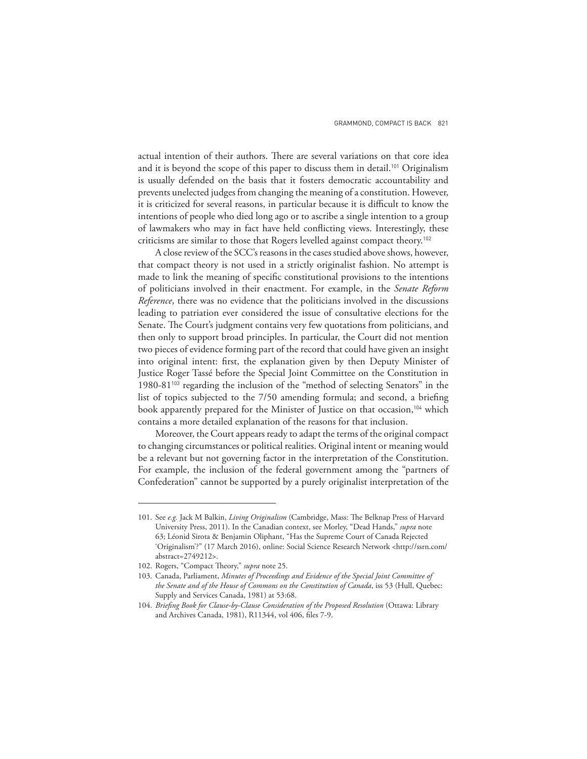actual intention of their authors. There are several variations on that core idea and it is beyond the scope of this paper to discuss them in detail.[101] Originalism is usually defended on the basis that it fosters democratic accountability and prevents unelected judges from changing the meaning of a constitution. However, it is criticized for several reasons, in particular because it is difficult to know the intentions of people who died long ago or to ascribe a single intention to a group of lawmakers who may in fact have held conflicting views. Interestingly, these criticisms are similar to those that Rogers levelled against compact theory.[102]

A close review of the SCC's reasons in the cases studied above shows, however, that compact theory is not used in a strictly originalist fashion. No attempt is made to link the meaning of specific constitutional provisions to the intentions of politicians involved in their enactment. For example, in the *Senate Reform Reference*, there was no evidence that the politicians involved in the discussions leading to patriation ever considered the issue of consultative elections for the Senate. The Court's judgment contains very few quotations from politicians, and then only to support broad principles. In particular, the Court did not mention two pieces of evidence forming part of the record that could have given an insight into original intent: first, the explanation given by then Deputy Minister of Justice Roger Tassé before the Special Joint Committee on the Constitution in 1980-81[103] regarding the inclusion of the "method of selecting Senators" in the list of topics subjected to the 7/50 amending formula; and second, a briefing book apparently prepared for the Minister of Justice on that occasion,[104] which contains a more detailed explanation of the reasons for that inclusion.

Moreover, the Court appears ready to adapt the terms of the original compact to changing circumstances or political realities. Original intent or meaning would be a relevant but not governing factor in the interpretation of the Constitution. For example, the inclusion of the federal government among the "partners of Confederation" cannot be supported by a purely originalist interpretation of the

---

101. See *e.g.* Jack M Balkin, *Living Originalism* (Cambridge, Mass: The Belknap Press of Harvard University Press, 2011). In the Canadian context, see Morley, "Dead Hands," *supra* note 63; Léonid Sirota & Benjamin Oliphant, "Has the Supreme Court of Canada Rejected 'Originalism'?" (17 March 2016), online: Social Science Research Network <http://ssrn.com/abstract=2749212>.

102. Rogers, "Compact Theory," *supra* note 25.

103. Canada, Parliament, *Minutes of Proceedings and Evidence of the Special Joint Committee of the Senate and of the House of Commons on the Constitution of Canada*, iss 53 (Hull, Quebec: Supply and Services Canada, 1981) at 53:68.

104. *Briefing Book for Clause-by-Clause Consideration of the Proposed Resolution* (Ottawa: Library and Archives Canada, 1981), R11344, vol 406, files 7-9.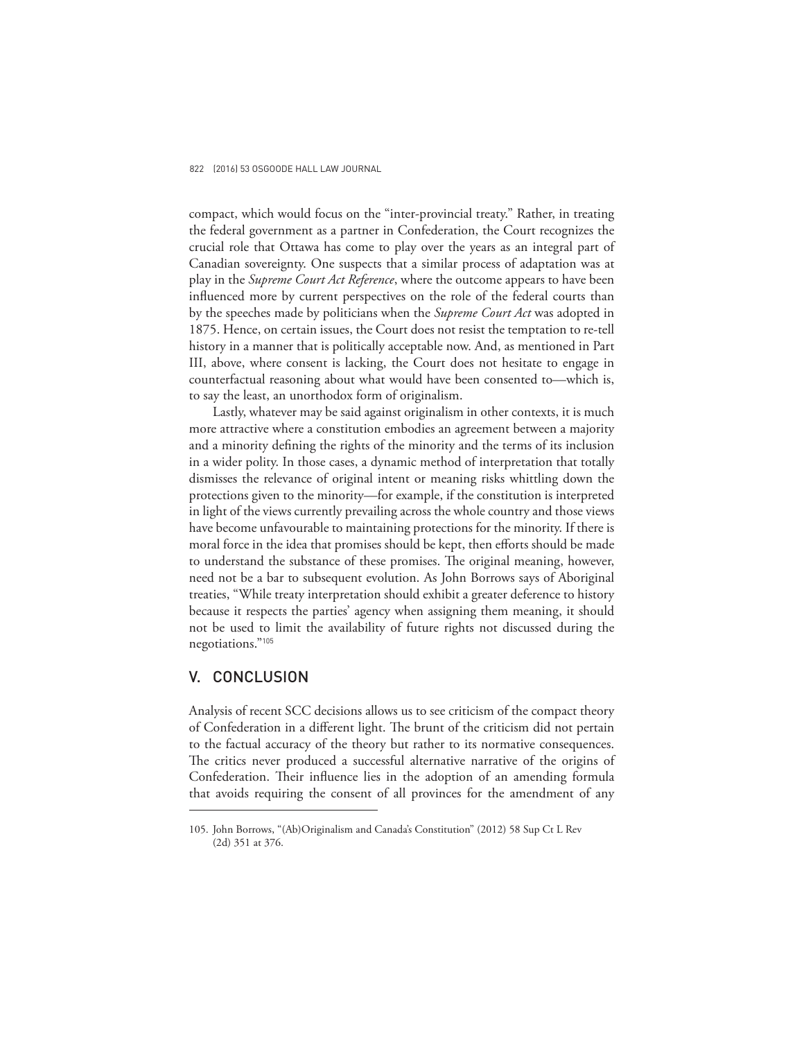compact, which would focus on the "inter-provincial treaty." Rather, in treating the federal government as a partner in Confederation, the Court recognizes the crucial role that Ottawa has come to play over the years as an integral part of Canadian sovereignty. One suspects that a similar process of adaptation was at play in the *Supreme Court Act Reference*, where the outcome appears to have been influenced more by current perspectives on the role of the federal courts than by the speeches made by politicians when the *Supreme Court Act* was adopted in 1875. Hence, on certain issues, the Court does not resist the temptation to re-tell history in a manner that is politically acceptable now. And, as mentioned in Part III, above, where consent is lacking, the Court does not hesitate to engage in counterfactual reasoning about what would have been consented to—which is, to say the least, an unorthodox form of originalism.

Lastly, whatever may be said against originalism in other contexts, it is much more attractive where a constitution embodies an agreement between a majority and a minority defining the rights of the minority and the terms of its inclusion in a wider polity. In those cases, a dynamic method of interpretation that totally dismisses the relevance of original intent or meaning risks whittling down the protections given to the minority—for example, if the constitution is interpreted in light of the views currently prevailing across the whole country and those views have become unfavourable to maintaining protections for the minority. If there is moral force in the idea that promises should be kept, then efforts should be made to understand the substance of these promises. The original meaning, however, need not be a bar to subsequent evolution. As John Borrows says of Aboriginal treaties, "While treaty interpretation should exhibit a greater deference to history because it respects the parties' agency when assigning them meaning, it should not be used to limit the availability of future rights not discussed during the negotiations."[105]

## V. CONCLUSION

Analysis of recent SCC decisions allows us to see criticism of the compact theory of Confederation in a different light. The brunt of the criticism did not pertain to the factual accuracy of the theory but rather to its normative consequences. The critics never produced a successful alternative narrative of the origins of Confederation. Their influence lies in the adoption of an amending formula that avoids requiring the consent of all provinces for the amendment of any

105. John Borrows, "(Ab)Originalism and Canada's Constitution" (2012) 58 Sup Ct L Rev (2d) 351 at 376.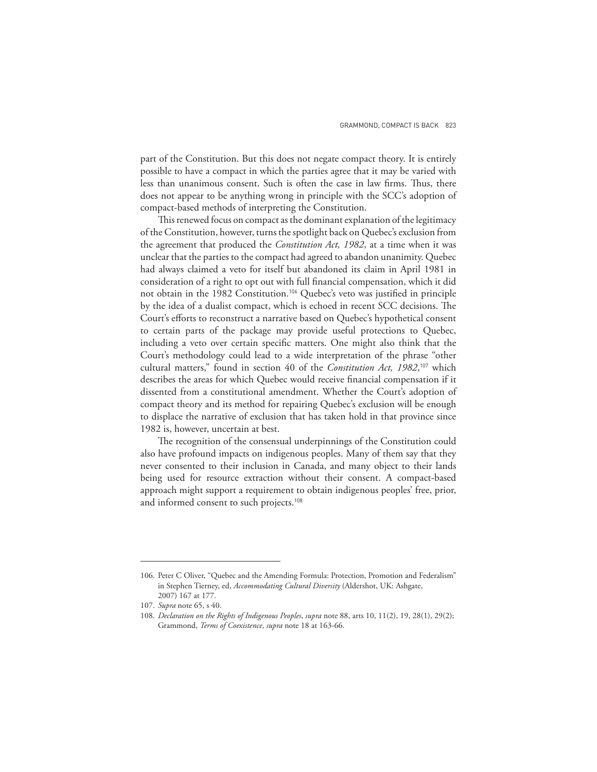part of the Constitution. But this does not negate compact theory. It is entirely possible to have a compact in which the parties agree that it may be varied with less than unanimous consent. Such is often the case in law firms. Thus, there does not appear to be anything wrong in principle with the SCC's adoption of compact-based methods of interpreting the Constitution.

This renewed focus on compact as the dominant explanation of the legitimacy of the Constitution, however, turns the spotlight back on Quebec's exclusion from the agreement that produced the *Constitution Act, 1982*, at a time when it was unclear that the parties to the compact had agreed to abandon unanimity. Quebec had always claimed a veto for itself but abandoned its claim in April 1981 in consideration of a right to opt out with full financial compensation, which it did not obtain in the 1982 Constitution.[106] Quebec's veto was justified in principle by the idea of a dualist compact, which is echoed in recent SCC decisions. The Court's efforts to reconstruct a narrative based on Quebec's hypothetical consent to certain parts of the package may provide useful protections to Quebec, including a veto over certain specific matters. One might also think that the Court's methodology could lead to a wide interpretation of the phrase "other cultural matters," found in section 40 of the *Constitution Act, 1982*,[107] which describes the areas for which Quebec would receive financial compensation if it dissented from a constitutional amendment. Whether the Court's adoption of compact theory and its method for repairing Quebec's exclusion will be enough to displace the narrative of exclusion that has taken hold in that province since 1982 is, however, uncertain at best.

The recognition of the consensual underpinnings of the Constitution could also have profound impacts on indigenous peoples. Many of them say that they never consented to their inclusion in Canada, and many object to their lands being used for resource extraction without their consent. A compact-based approach might support a requirement to obtain indigenous peoples' free, prior, and informed consent to such projects.[108]

---

106. Peter C Oliver, "Quebec and the Amending Formula: Protection, Promotion and Federalism" in Stephen Tierney, ed, *Accommodating Cultural Diversity* (Aldershot, UK: Ashgate, 2007) 167 at 177.

107. *Supra* note 65, s 40.

108. *Declaration on the Rights of Indigenous Peoples*, *supra* note 88, arts 10, 11(2), 19, 28(1), 29(2); Grammond, *Terms of Coexistence*, *supra* note 18 at 163-66.